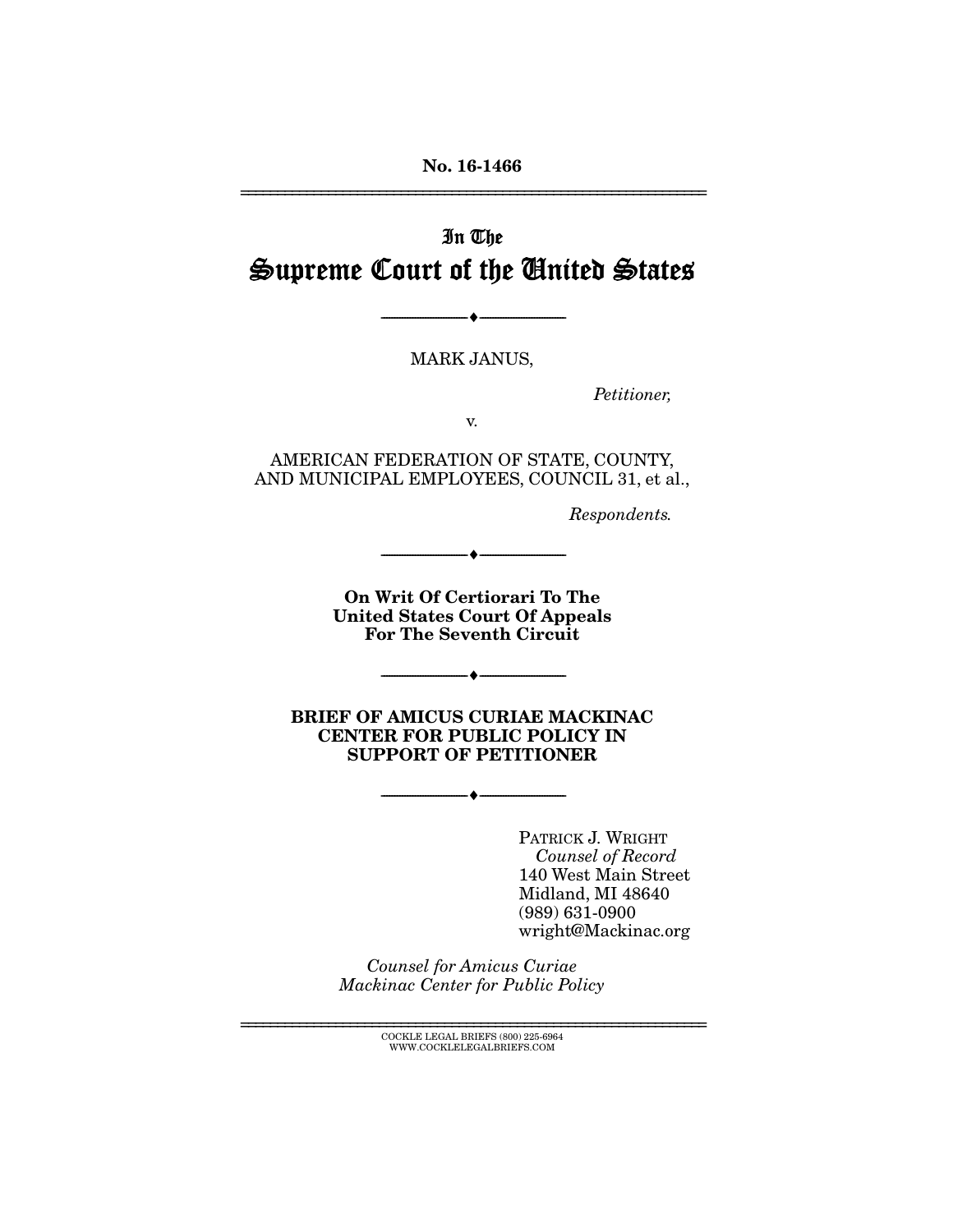No. 16-1466

---

# In The Supreme Court of the United States

---

MARK JANUS,

*Petitioner,*

v.

AMERICAN FEDERATION OF STATE, COUNTY, AND MUNICIPAL EMPLOYEES, COUNCIL 31, et al.,

*Respondents.*

---

**On Writ Of Certiorari To The United States Court Of Appeals For The Seventh Circuit**

---

**BRIEF OF AMICUS CURIAE MACKINAC CENTER FOR PUBLIC POLICY IN SUPPORT OF PETITIONER**

---

PATRICK J. WRIGHT
*Counsel of Record*
140 West Main Street
Midland, MI 48640
(989) 631-0900
wright@Mackinac.org

*Counsel for Amicus Curiae*
*Mackinac Center for Public Policy*

---

COCKLE LEGAL BRIEFS (800) 225-6964
WWW.COCKLELEGALBRIEFS.COM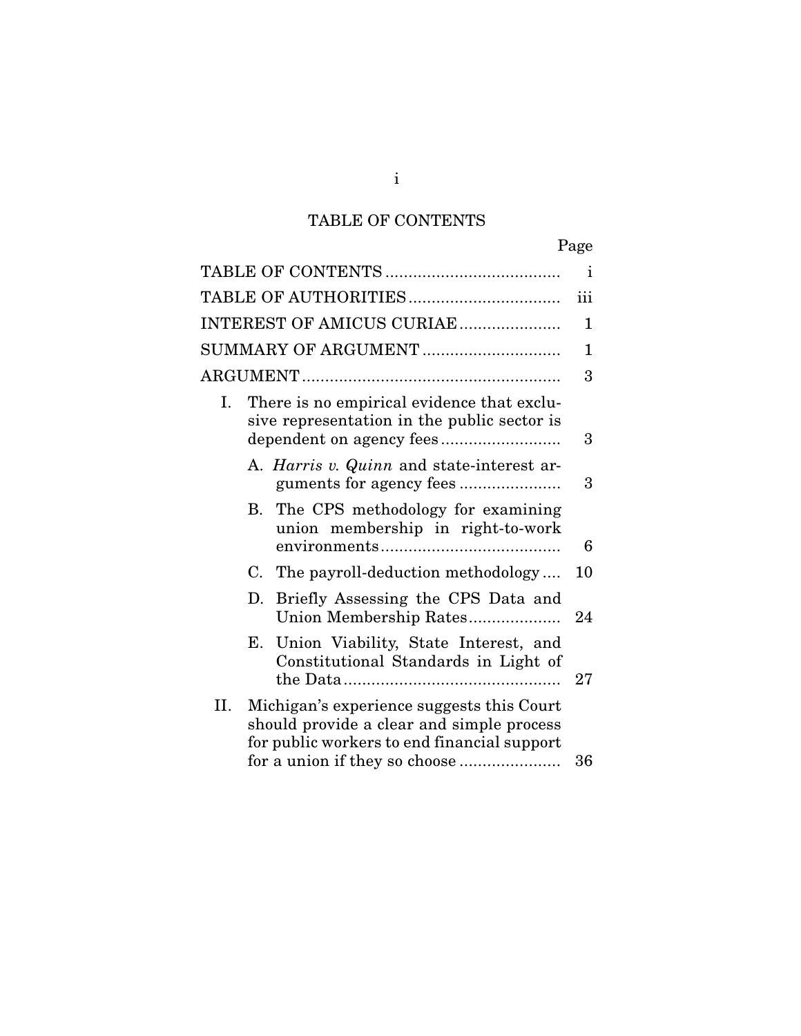# TABLE OF CONTENTS

| | Page |
|---|---|
| TABLE OF CONTENTS | i |
| TABLE OF AUTHORITIES | iii |
| INTEREST OF AMICUS CURIAE | 1 |
| SUMMARY OF ARGUMENT | 1 |
| ARGUMENT | 3 |
| I. There is no empirical evidence that exclusive representation in the public sector is dependent on agency fees | 3 |
| A. *Harris v. Quinn* and state-interest arguments for agency fees | 3 |
| B. The CPS methodology for examining union membership in right-to-work environments | 6 |
| C. The payroll-deduction methodology | 10 |
| D. Briefly Assessing the CPS Data and Union Membership Rates | 24 |
| E. Union Viability, State Interest, and Constitutional Standards in Light of the Data | 27 |
| II. Michigan's experience suggests this Court should provide a clear and simple process for public workers to end financial support for a union if they so choose | 36 |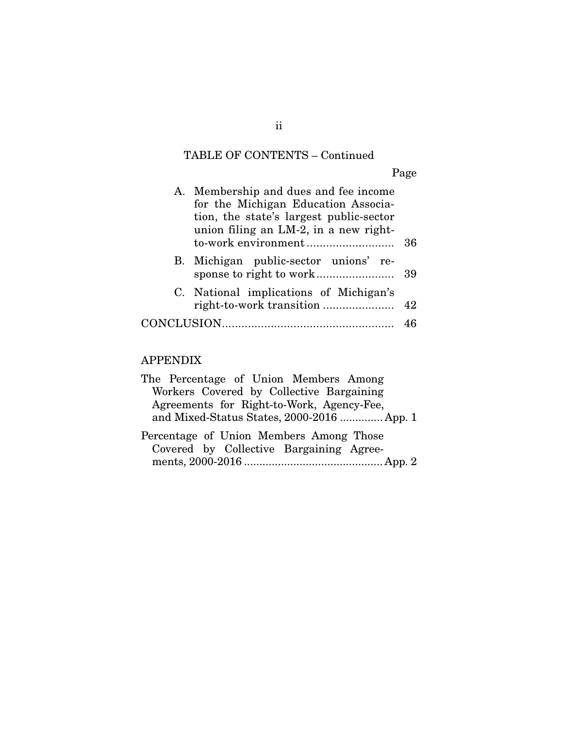TABLE OF CONTENTS – Continued

| | Page |
|---|---|
| A. Membership and dues and fee income for the Michigan Education Association, the state's largest public-sector union filing an LM-2, in a new right-to-work environment | 36 |
| B. Michigan public-sector unions' response to right to work | 39 |
| C. National implications of Michigan's right-to-work transition | 42 |
| CONCLUSION | 46 |

APPENDIX

| | |
|---|---|
| The Percentage of Union Members Among Workers Covered by Collective Bargaining Agreements for Right-to-Work, Agency-Fee, and Mixed-Status States, 2000-2016 | App. 1 |
| Percentage of Union Members Among Those Covered by Collective Bargaining Agreements, 2000-2016 | App. 2 |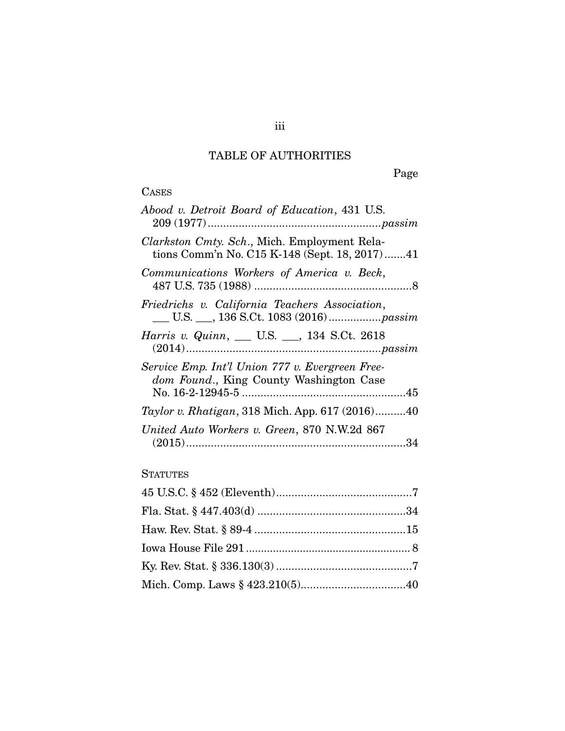## TABLE OF AUTHORITIES

Page

CASES

*Abood v. Detroit Board of Education*, 431 U.S. 209 (1977)........................................................*passim*

*Clarkston Cmty. Sch.*, Mich. Employment Relations Comm'n No. C15 K-148 (Sept. 18, 2017).......41

*Communications Workers of America v. Beck*, 487 U.S. 735 (1988) ...................................................8

*Friedrichs v. California Teachers Association*, ___ U.S. ___, 136 S.Ct. 1083 (2016).................*passim*

*Harris v. Quinn*, ___ U.S. ___, 134 S.Ct. 2618 (2014)..............................................................*passim*

*Service Emp. Int'l Union 777 v. Evergreen Freedom Found.*, King County Washington Case No. 16-2-12945-5 .....................................................45

*Taylor v. Rhatigan*, 318 Mich. App. 617 (2016)..........40

*United Auto Workers v. Green*, 870 N.W.2d 867 (2015).......................................................................34

STATUTES

45 U.S.C. § 452 (Eleventh)............................................7

Fla. Stat. § 447.403(d) ................................................34

Haw. Rev. Stat. § 89-4 .................................................15

Iowa House File 291 ...................................................... 8

Ky. Rev. Stat. § 336.130(3) ............................................7

Mich. Comp. Laws § 423.210(5)..................................40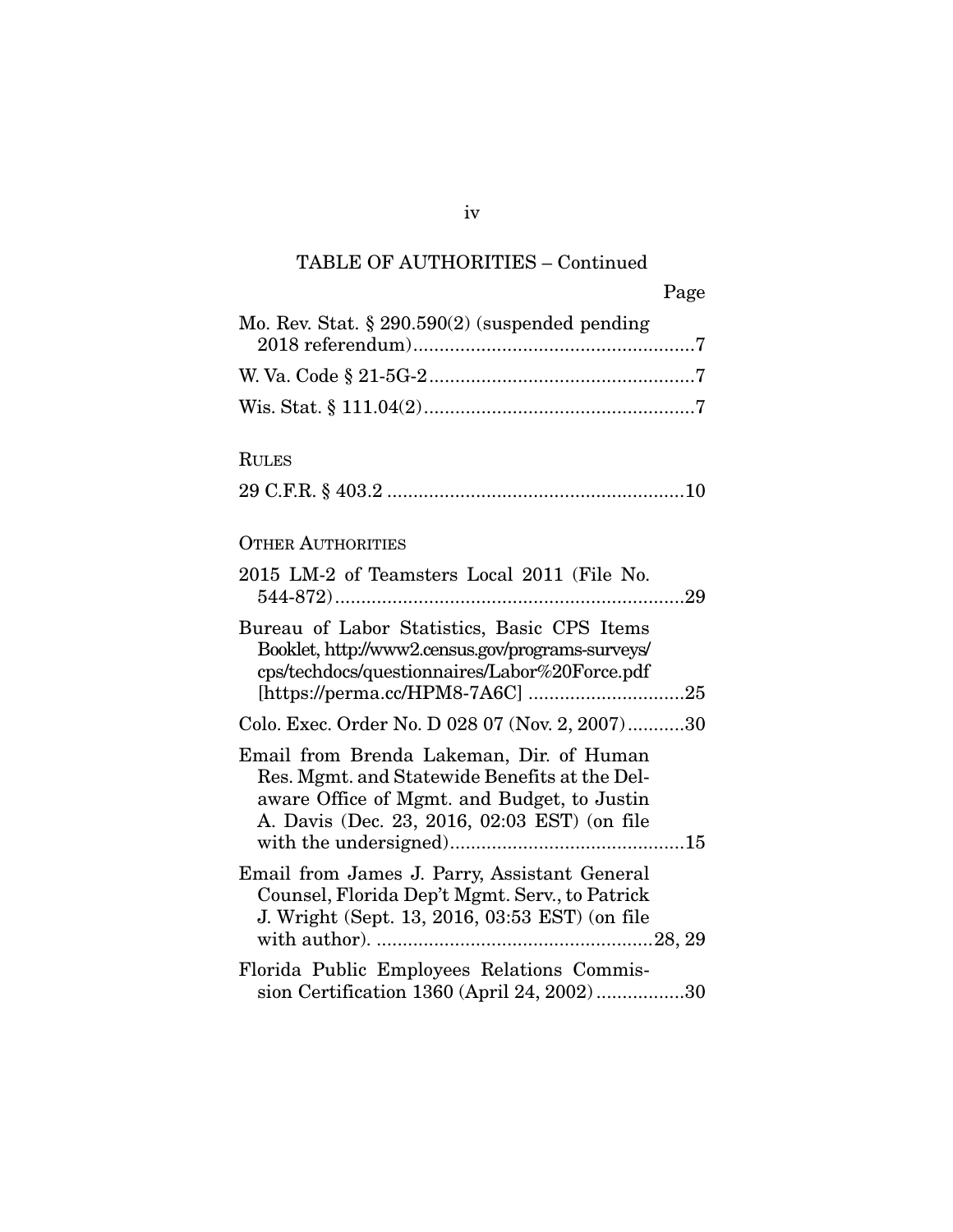TABLE OF AUTHORITIES – Continued

Page

Mo. Rev. Stat. § 290.590(2) (suspended pending 2018 referendum) ....................................................7

W. Va. Code § 21-5G-2 ..................................................7

Wis. Stat. § 111.04(2) ....................................................7

RULES

29 C.F.R. § 403.2 .........................................................10

OTHER AUTHORITIES

2015 LM-2 of Teamsters Local 2011 (File No. 544-872) ...................................................................29

Bureau of Labor Statistics, Basic CPS Items Booklet, http://www2.census.gov/programs-surveys/cps/techdocs/questionnaires/Labor%20Force.pdf [https://perma.cc/HPM8-7A6C] ..............................25

Colo. Exec. Order No. D 028 07 (Nov. 2, 2007) ...........30

Email from Brenda Lakeman, Dir. of Human Res. Mgmt. and Statewide Benefits at the Delaware Office of Mgmt. and Budget, to Justin A. Davis (Dec. 23, 2016, 02:03 EST) (on file with the undersigned) .............................................15

Email from James J. Parry, Assistant General Counsel, Florida Dep't Mgmt. Serv., to Patrick J. Wright (Sept. 13, 2016, 03:53 EST) (on file with author). .....................................................28, 29

Florida Public Employees Relations Commission Certification 1360 (April 24, 2002) .................30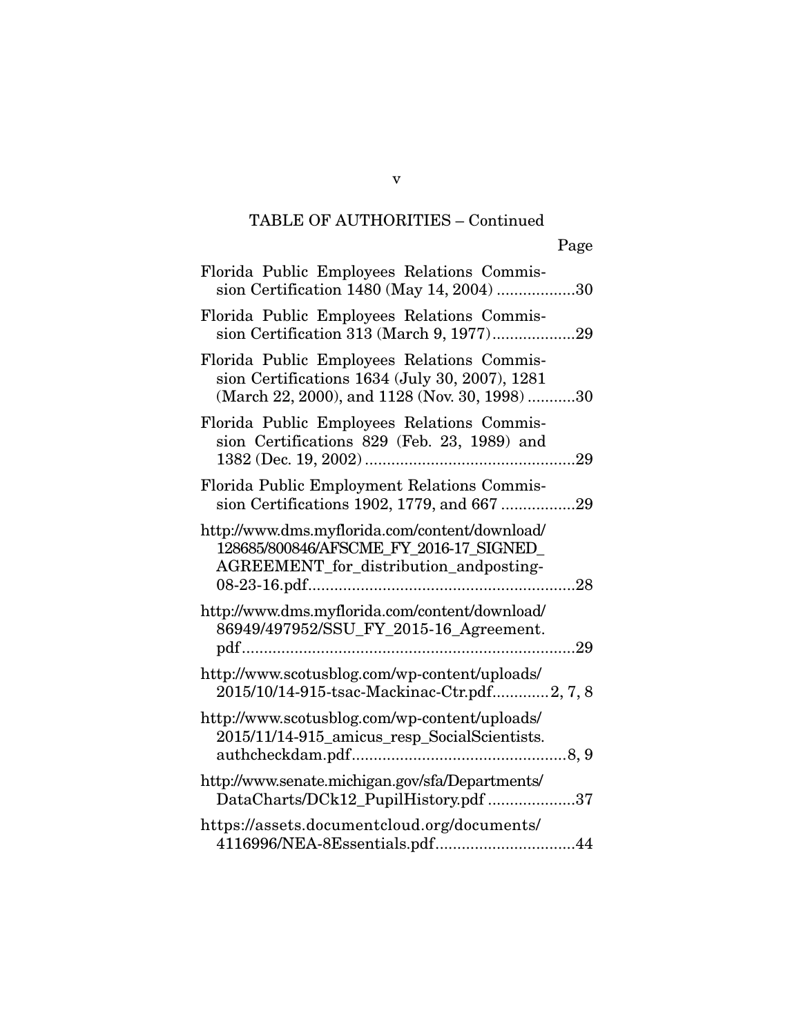TABLE OF AUTHORITIES – Continued

Page

Florida Public Employees Relations Commission Certification 1480 (May 14, 2004) ..................30

Florida Public Employees Relations Commission Certification 313 (March 9, 1977)...................29

Florida Public Employees Relations Commission Certifications 1634 (July 30, 2007), 1281 (March 22, 2000), and 1128 (Nov. 30, 1998) ...........30

Florida Public Employees Relations Commission Certifications 829 (Feb. 23, 1989) and 1382 (Dec. 19, 2002) ................................................29

Florida Public Employment Relations Commission Certifications 1902, 1779, and 667 .................29

http://www.dms.myflorida.com/content/download/128685/800846/AFSCME_FY_2016-17_SIGNED_AGREEMENT_for_distribution_andposting-08-23-16.pdf.............................................................28

http://www.dms.myflorida.com/content/download/86949/497952/SSU_FY_2015-16_Agreement.pdf...........................................................................29

http://www.scotusblog.com/wp-content/uploads/2015/10/14-915-tsac-Mackinac-Ctr.pdf.............2, 7, 8

http://www.scotusblog.com/wp-content/uploads/2015/11/14-915_amicus_resp_SocialScientists.authcheckdam.pdf.................................................8, 9

http://www.senate.michigan.gov/sfa/Departments/DataCharts/DCk12_PupilHistory.pdf ....................37

https://assets.documentcloud.org/documents/4116996/NEA-8Essentials.pdf................................44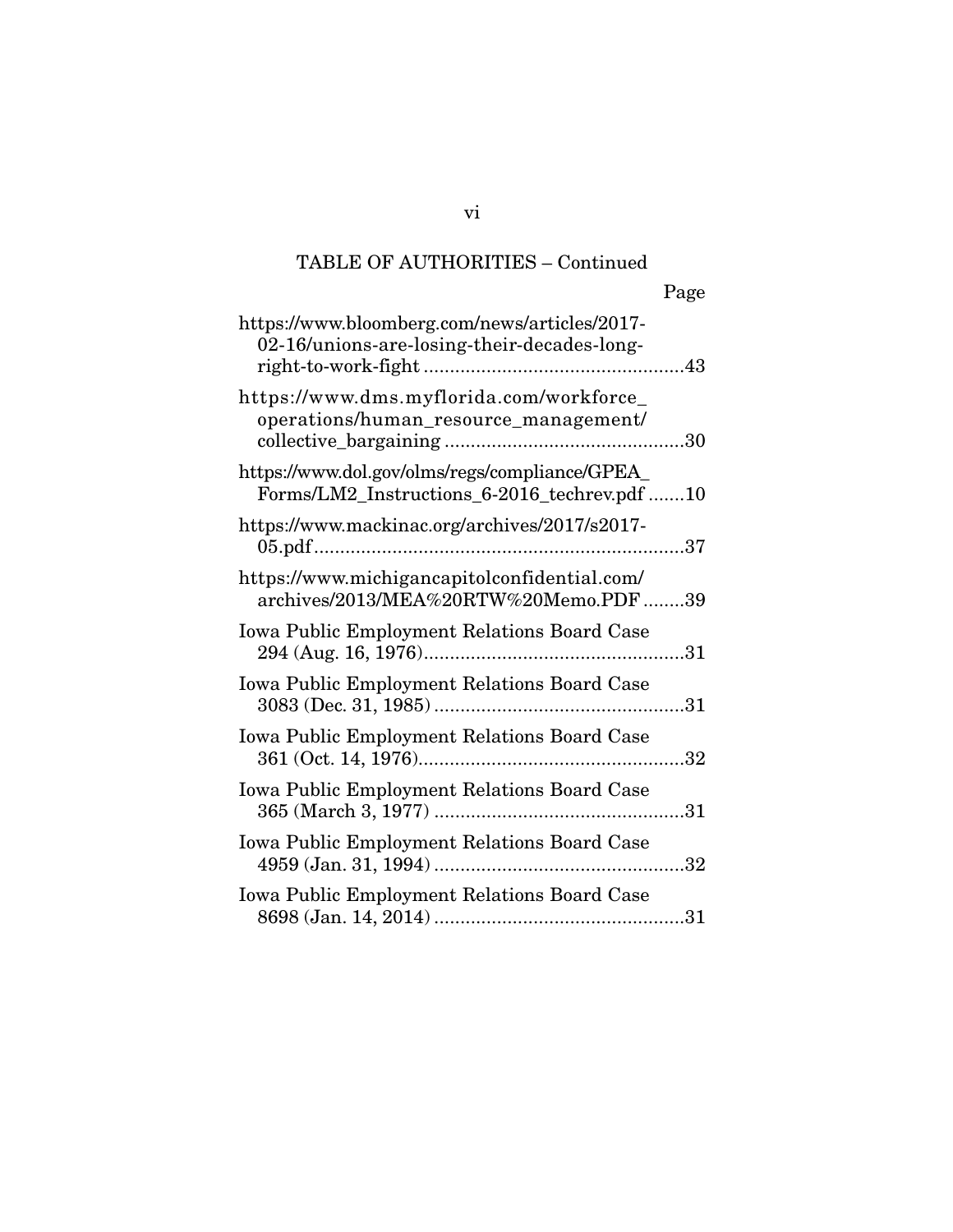TABLE OF AUTHORITIES – Continued

Page

https://www.bloomberg.com/news/articles/2017-02-16/unions-are-losing-their-decades-long-right-to-work-fight .....43

https://www.dms.myflorida.com/workforce_operations/human_resource_management/collective_bargaining .....30

https://www.dol.gov/olms/regs/compliance/GPEA_Forms/LM2_Instructions_6-2016_techrev.pdf .....10

https://www.mackinac.org/archives/2017/s2017-05.pdf .....37

https://www.michigancapitolconfidential.com/archives/2013/MEA%20RTW%20Memo.PDF .....39

Iowa Public Employment Relations Board Case 294 (Aug. 16, 1976) .....31

Iowa Public Employment Relations Board Case 3083 (Dec. 31, 1985) .....31

Iowa Public Employment Relations Board Case 361 (Oct. 14, 1976) .....32

Iowa Public Employment Relations Board Case 365 (March 3, 1977) .....31

Iowa Public Employment Relations Board Case 4959 (Jan. 31, 1994) .....32

Iowa Public Employment Relations Board Case 8698 (Jan. 14, 2014) .....31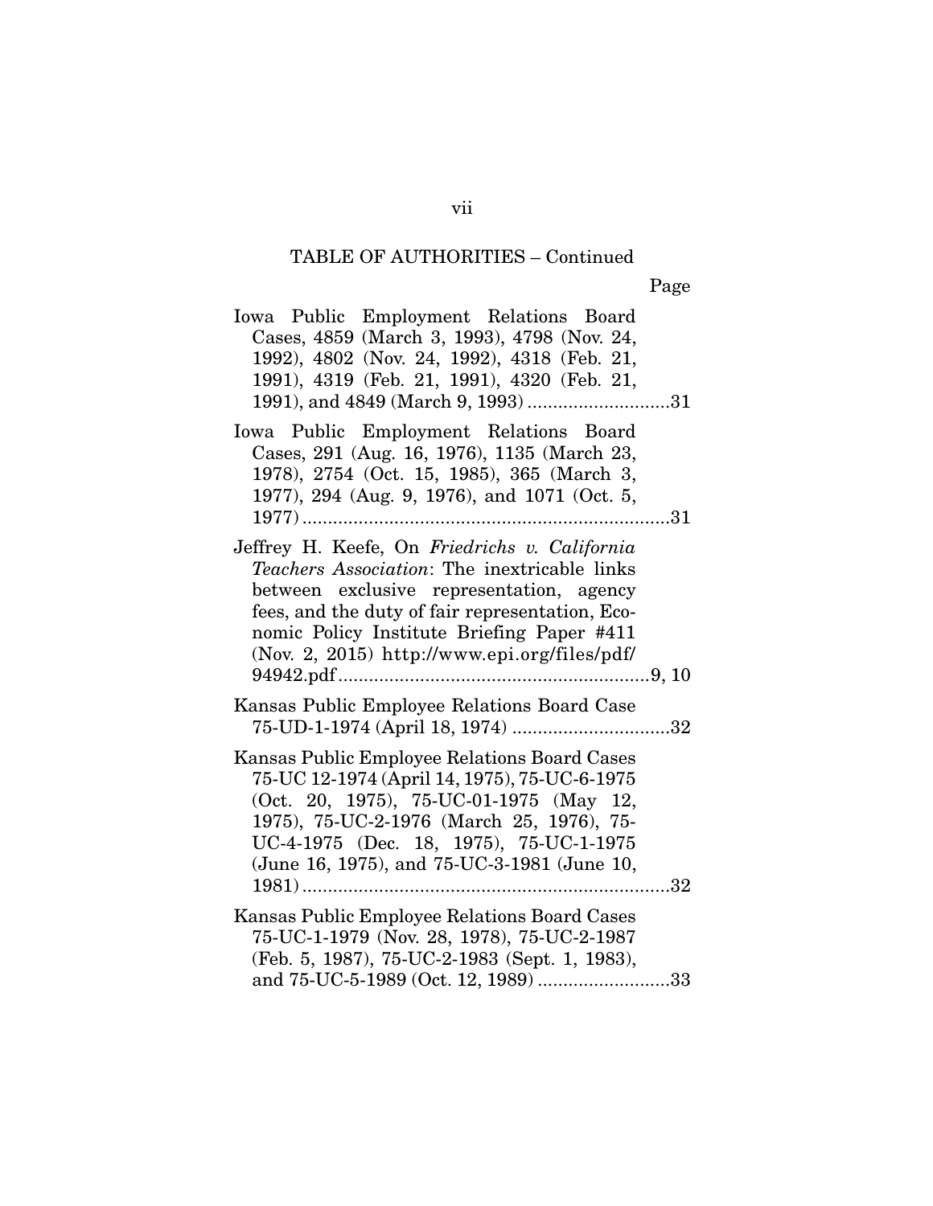TABLE OF AUTHORITIES – Continued

Page

Iowa Public Employment Relations Board Cases, 4859 (March 3, 1993), 4798 (Nov. 24, 1992), 4802 (Nov. 24, 1992), 4318 (Feb. 21, 1991), 4319 (Feb. 21, 1991), 4320 (Feb. 21, 1991), and 4849 (March 9, 1993) ............................31

Iowa Public Employment Relations Board Cases, 291 (Aug. 16, 1976), 1135 (March 23, 1978), 2754 (Oct. 15, 1985), 365 (March 3, 1977), 294 (Aug. 9, 1976), and 1071 (Oct. 5, 1977) ........................................................................31

Jeffrey H. Keefe, On *Friedrichs v. California Teachers Association*: The inextricable links between exclusive representation, agency fees, and the duty of fair representation, Economic Policy Institute Briefing Paper #411 (Nov. 2, 2015) http://www.epi.org/files/pdf/94942.pdf............................................................9, 10

Kansas Public Employee Relations Board Case 75-UD-1-1974 (April 18, 1974) ...............................32

Kansas Public Employee Relations Board Cases 75-UC 12-1974 (April 14, 1975), 75-UC-6-1975 (Oct. 20, 1975), 75-UC-01-1975 (May 12, 1975), 75-UC-2-1976 (March 25, 1976), 75-UC-4-1975 (Dec. 18, 1975), 75-UC-1-1975 (June 16, 1975), and 75-UC-3-1981 (June 10, 1981) .......................................................................32

Kansas Public Employee Relations Board Cases 75-UC-1-1979 (Nov. 28, 1978), 75-UC-2-1987 (Feb. 5, 1987), 75-UC-2-1983 (Sept. 1, 1983), and 75-UC-5-1989 (Oct. 12, 1989) ..........................33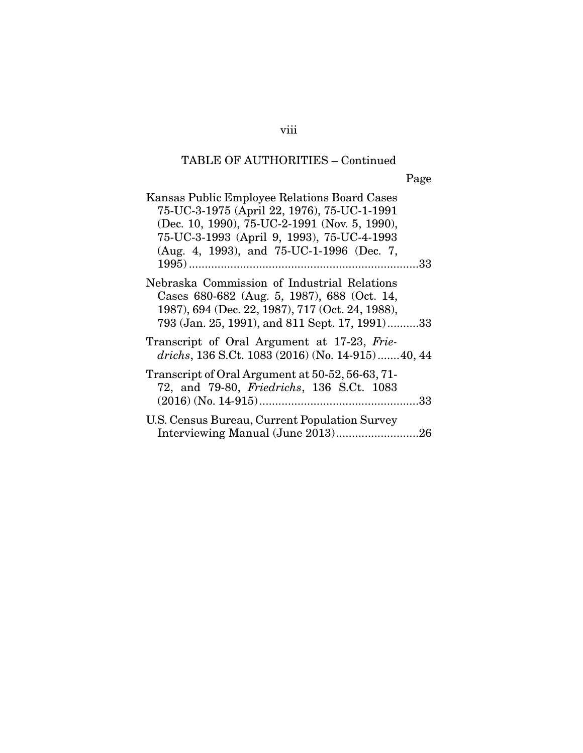TABLE OF AUTHORITIES – Continued

Page

Kansas Public Employee Relations Board Cases 75-UC-3-1975 (April 22, 1976), 75-UC-1-1991 (Dec. 10, 1990), 75-UC-2-1991 (Nov. 5, 1990), 75-UC-3-1993 (April 9, 1993), 75-UC-4-1993 (Aug. 4, 1993), and 75-UC-1-1996 (Dec. 7, 1995) ........................................................................33

Nebraska Commission of Industrial Relations Cases 680-682 (Aug. 5, 1987), 688 (Oct. 14, 1987), 694 (Dec. 22, 1987), 717 (Oct. 24, 1988), 793 (Jan. 25, 1991), and 811 Sept. 17, 1991)..........33

Transcript of Oral Argument at 17-23, *Friedrichs*, 136 S.Ct. 1083 (2016) (No. 14-915).......40, 44

Transcript of Oral Argument at 50-52, 56-63, 71-72, and 79-80, *Friedrichs*, 136 S.Ct. 1083 (2016) (No. 14-915)..................................................33

U.S. Census Bureau, Current Population Survey Interviewing Manual (June 2013)..........................26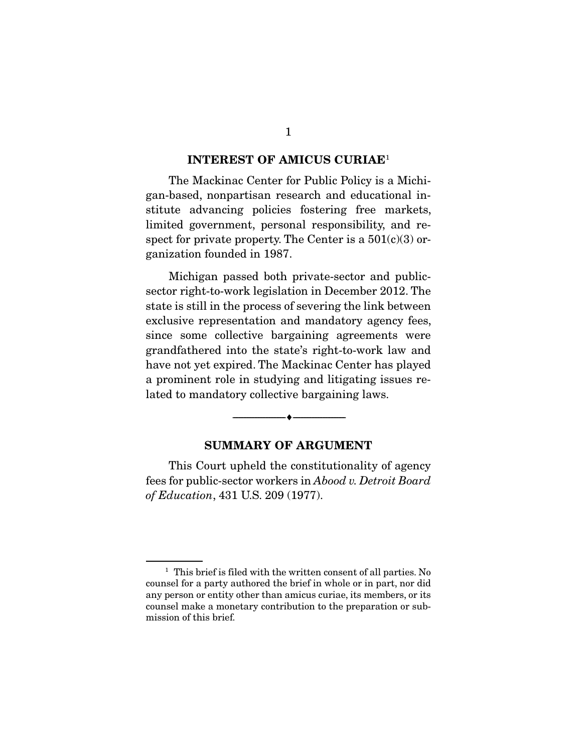## INTEREST OF AMICUS CURIAE[1]

The Mackinac Center for Public Policy is a Michigan-based, nonpartisan research and educational institute advancing policies fostering free markets, limited government, personal responsibility, and respect for private property. The Center is a 501(c)(3) organization founded in 1987.

Michigan passed both private-sector and public-sector right-to-work legislation in December 2012. The state is still in the process of severing the link between exclusive representation and mandatory agency fees, since some collective bargaining agreements were grandfathered into the state's right-to-work law and have not yet expired. The Mackinac Center has played a prominent role in studying and litigating issues related to mandatory collective bargaining laws.

---

## SUMMARY OF ARGUMENT

This Court upheld the constitutionality of agency fees for public-sector workers in *Abood v. Detroit Board of Education*, 431 U.S. 209 (1977).

---

[1] This brief is filed with the written consent of all parties. No counsel for a party authored the brief in whole or in part, nor did any person or entity other than amicus curiae, its members, or its counsel make a monetary contribution to the preparation or submission of this brief.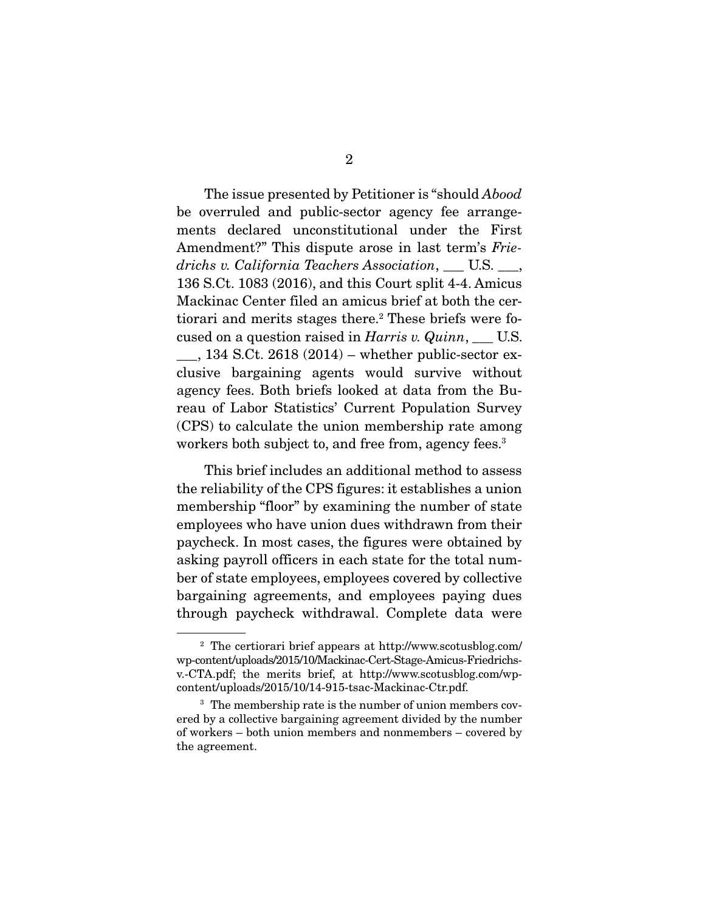The issue presented by Petitioner is "should *Abood* be overruled and public-sector agency fee arrangements declared unconstitutional under the First Amendment?" This dispute arose in last term's *Friedrichs v. California Teachers Association*, ___ U.S. ___, 136 S.Ct. 1083 (2016), and this Court split 4-4. Amicus Mackinac Center filed an amicus brief at both the certiorari and merits stages there.[2] These briefs were focused on a question raised in *Harris v. Quinn*, ___ U.S. ___, 134 S.Ct. 2618 (2014) – whether public-sector exclusive bargaining agents would survive without agency fees. Both briefs looked at data from the Bureau of Labor Statistics' Current Population Survey (CPS) to calculate the union membership rate among workers both subject to, and free from, agency fees.[3]

This brief includes an additional method to assess the reliability of the CPS figures: it establishes a union membership "floor" by examining the number of state employees who have union dues withdrawn from their paycheck. In most cases, the figures were obtained by asking payroll officers in each state for the total number of state employees, employees covered by collective bargaining agreements, and employees paying dues through paycheck withdrawal. Complete data were

---

[2] The certiorari brief appears at http://www.scotusblog.com/wp-content/uploads/2015/10/Mackinac-Cert-Stage-Amicus-Friedrichs-v.-CTA.pdf; the merits brief, at http://www.scotusblog.com/wp-content/uploads/2015/10/14-915-tsac-Mackinac-Ctr.pdf.

[3] The membership rate is the number of union members covered by a collective bargaining agreement divided by the number of workers – both union members and nonmembers – covered by the agreement.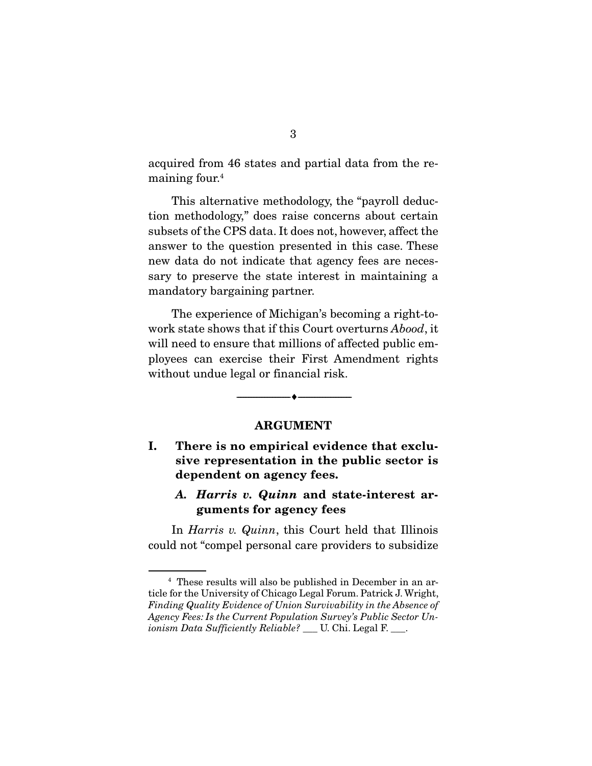acquired from 46 states and partial data from the remaining four.[4]

This alternative methodology, the "payroll deduction methodology," does raise concerns about certain subsets of the CPS data. It does not, however, affect the answer to the question presented in this case. These new data do not indicate that agency fees are necessary to preserve the state interest in maintaining a mandatory bargaining partner.

The experience of Michigan's becoming a right-to-work state shows that if this Court overturns *Abood*, it will need to ensure that millions of affected public employees can exercise their First Amendment rights without undue legal or financial risk.

---

## ARGUMENT

### I. There is no empirical evidence that exclusive representation in the public sector is dependent on agency fees.

#### *A. Harris v. Quinn* and state-interest arguments for agency fees

In *Harris v. Quinn*, this Court held that Illinois could not "compel personal care providers to subsidize

---

[4] These results will also be published in December in an article for the University of Chicago Legal Forum. Patrick J. Wright, *Finding Quality Evidence of Union Survivability in the Absence of Agency Fees: Is the Current Population Survey's Public Sector Unionism Data Sufficiently Reliable?* ___ U. Chi. Legal F. ___.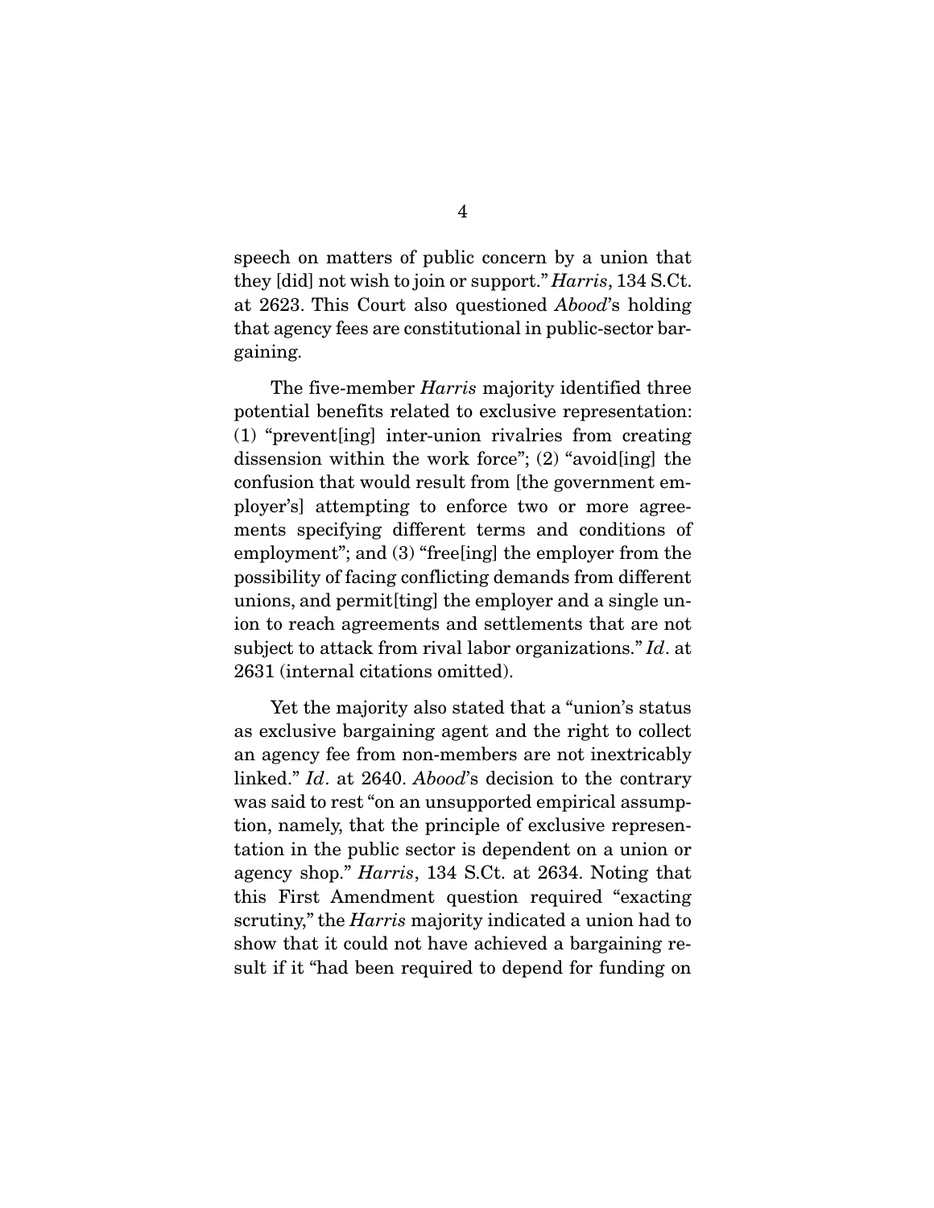speech on matters of public concern by a union that they [did] not wish to join or support." *Harris*, 134 S.Ct. at 2623. This Court also questioned *Abood*'s holding that agency fees are constitutional in public-sector bargaining.

The five-member *Harris* majority identified three potential benefits related to exclusive representation: (1) "prevent[ing] inter-union rivalries from creating dissension within the work force"; (2) "avoid[ing] the confusion that would result from [the government employer's] attempting to enforce two or more agreements specifying different terms and conditions of employment"; and (3) "free[ing] the employer from the possibility of facing conflicting demands from different unions, and permit[ting] the employer and a single union to reach agreements and settlements that are not subject to attack from rival labor organizations." *Id*. at 2631 (internal citations omitted).

Yet the majority also stated that a "union's status as exclusive bargaining agent and the right to collect an agency fee from non-members are not inextricably linked." *Id*. at 2640. *Abood*'s decision to the contrary was said to rest "on an unsupported empirical assumption, namely, that the principle of exclusive representation in the public sector is dependent on a union or agency shop." *Harris*, 134 S.Ct. at 2634. Noting that this First Amendment question required "exacting scrutiny," the *Harris* majority indicated a union had to show that it could not have achieved a bargaining result if it "had been required to depend for funding on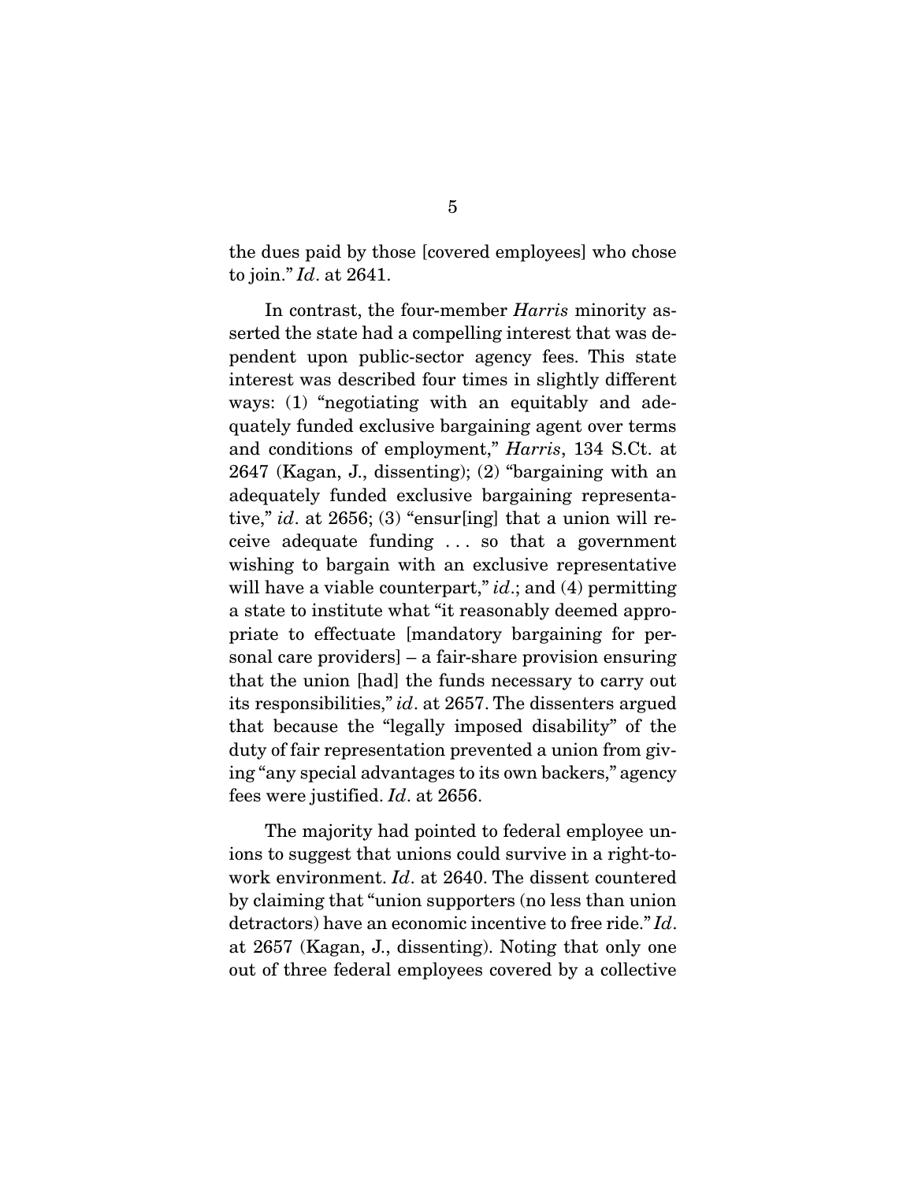the dues paid by those [covered employees] who chose to join." *Id*. at 2641.

In contrast, the four-member *Harris* minority asserted the state had a compelling interest that was dependent upon public-sector agency fees. This state interest was described four times in slightly different ways: (1) "negotiating with an equitably and adequately funded exclusive bargaining agent over terms and conditions of employment," *Harris*, 134 S.Ct. at 2647 (Kagan, J., dissenting); (2) "bargaining with an adequately funded exclusive bargaining representative," *id*. at 2656; (3) "ensur[ing] that a union will receive adequate funding . . . so that a government wishing to bargain with an exclusive representative will have a viable counterpart," *id*.; and (4) permitting a state to institute what "it reasonably deemed appropriate to effectuate [mandatory bargaining for personal care providers] – a fair-share provision ensuring that the union [had] the funds necessary to carry out its responsibilities," *id*. at 2657. The dissenters argued that because the "legally imposed disability" of the duty of fair representation prevented a union from giving "any special advantages to its own backers," agency fees were justified. *Id*. at 2656.

The majority had pointed to federal employee unions to suggest that unions could survive in a right-to-work environment. *Id*. at 2640. The dissent countered by claiming that "union supporters (no less than union detractors) have an economic incentive to free ride." *Id*. at 2657 (Kagan, J., dissenting). Noting that only one out of three federal employees covered by a collective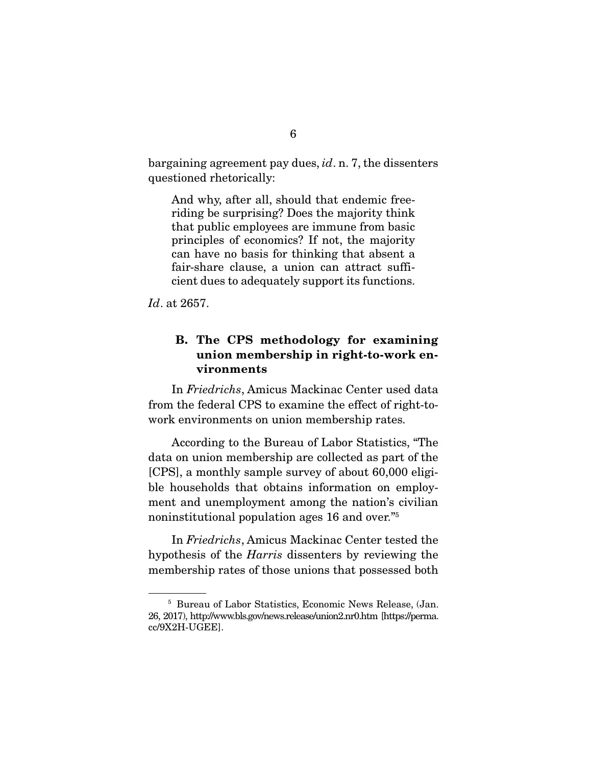bargaining agreement pay dues, *id*. n. 7, the dissenters questioned rhetorically:

> And why, after all, should that endemic free-riding be surprising? Does the majority think that public employees are immune from basic principles of economics? If not, the majority can have no basis for thinking that absent a fair-share clause, a union can attract sufficient dues to adequately support its functions.

*Id*. at 2657.

### B. The CPS methodology for examining union membership in right-to-work environments

In *Friedrichs*, Amicus Mackinac Center used data from the federal CPS to examine the effect of right-to-work environments on union membership rates.

According to the Bureau of Labor Statistics, "The data on union membership are collected as part of the [CPS], a monthly sample survey of about 60,000 eligible households that obtains information on employment and unemployment among the nation's civilian noninstitutional population ages 16 and over."[5]

In *Friedrichs*, Amicus Mackinac Center tested the hypothesis of the *Harris* dissenters by reviewing the membership rates of those unions that possessed both

---

[5] Bureau of Labor Statistics, Economic News Release, (Jan. 26, 2017), http://www.bls.gov/news.release/union2.nr0.htm [https://perma.cc/9X2H-UGEE].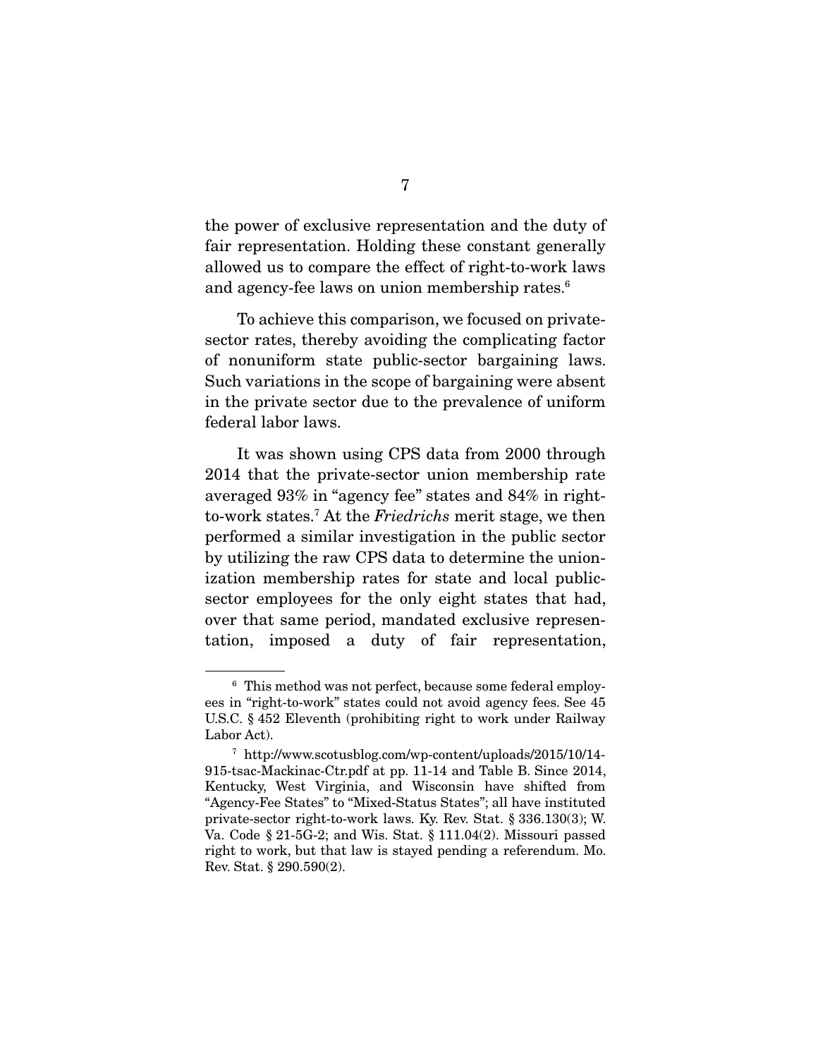the power of exclusive representation and the duty of fair representation. Holding these constant generally allowed us to compare the effect of right-to-work laws and agency-fee laws on union membership rates.[6]

To achieve this comparison, we focused on private-sector rates, thereby avoiding the complicating factor of nonuniform state public-sector bargaining laws. Such variations in the scope of bargaining were absent in the private sector due to the prevalence of uniform federal labor laws.

It was shown using CPS data from 2000 through 2014 that the private-sector union membership rate averaged 93% in "agency fee" states and 84% in right-to-work states.[7] At the *Friedrichs* merit stage, we then performed a similar investigation in the public sector by utilizing the raw CPS data to determine the unionization membership rates for state and local public-sector employees for the only eight states that had, over that same period, mandated exclusive representation, imposed a duty of fair representation,

---

[6] This method was not perfect, because some federal employees in "right-to-work" states could not avoid agency fees. See 45 U.S.C. § 452 Eleventh (prohibiting right to work under Railway Labor Act).

[7] http://www.scotusblog.com/wp-content/uploads/2015/10/14-915-tsac-Mackinac-Ctr.pdf at pp. 11-14 and Table B. Since 2014, Kentucky, West Virginia, and Wisconsin have shifted from "Agency-Fee States" to "Mixed-Status States"; all have instituted private-sector right-to-work laws. Ky. Rev. Stat. § 336.130(3); W. Va. Code § 21-5G-2; and Wis. Stat. § 111.04(2). Missouri passed right to work, but that law is stayed pending a referendum. Mo. Rev. Stat. § 290.590(2).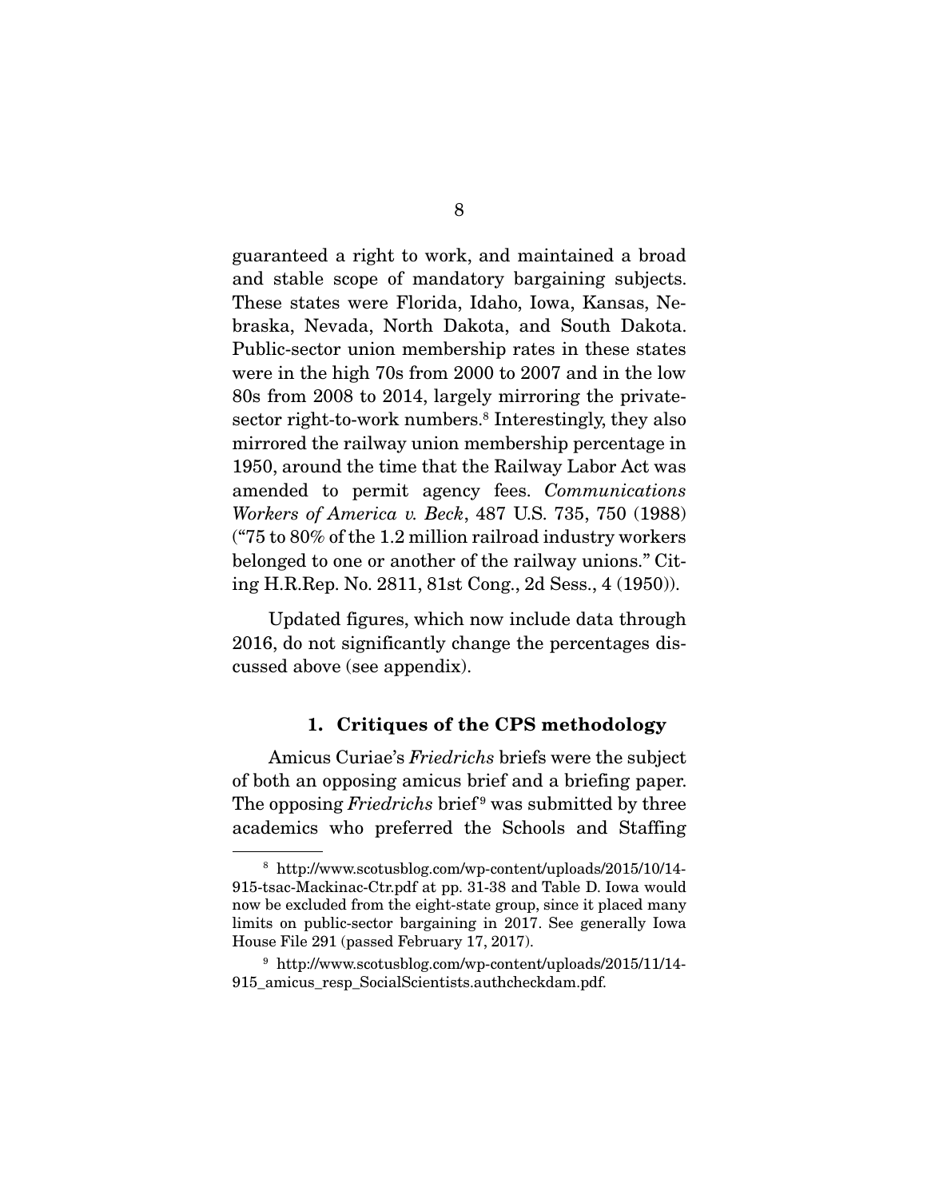guaranteed a right to work, and maintained a broad and stable scope of mandatory bargaining subjects. These states were Florida, Idaho, Iowa, Kansas, Nebraska, Nevada, North Dakota, and South Dakota. Public-sector union membership rates in these states were in the high 70s from 2000 to 2007 and in the low 80s from 2008 to 2014, largely mirroring the private-sector right-to-work numbers.[8] Interestingly, they also mirrored the railway union membership percentage in 1950, around the time that the Railway Labor Act was amended to permit agency fees. *Communications Workers of America v. Beck*, 487 U.S. 735, 750 (1988) ("75 to 80% of the 1.2 million railroad industry workers belonged to one or another of the railway unions." Citing H.R.Rep. No. 2811, 81st Cong., 2d Sess., 4 (1950)).

Updated figures, which now include data through 2016, do not significantly change the percentages discussed above (see appendix).

### 1. Critiques of the CPS methodology

Amicus Curiae's *Friedrichs* briefs were the subject of both an opposing amicus brief and a briefing paper. The opposing *Friedrichs* brief[9] was submitted by three academics who preferred the Schools and Staffing

---

[8] http://www.scotusblog.com/wp-content/uploads/2015/10/14-915-tsac-Mackinac-Ctr.pdf at pp. 31-38 and Table D. Iowa would now be excluded from the eight-state group, since it placed many limits on public-sector bargaining in 2017. See generally Iowa House File 291 (passed February 17, 2017).

[9] http://www.scotusblog.com/wp-content/uploads/2015/11/14-915_amicus_resp_SocialScientists.authcheckdam.pdf.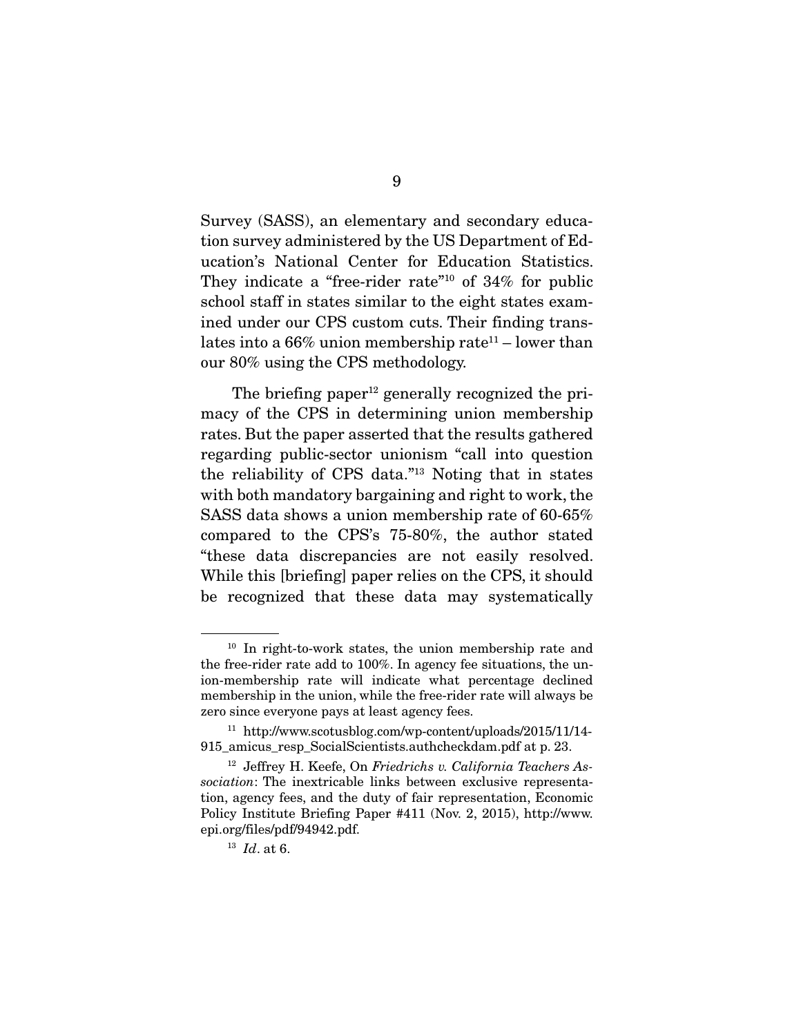Survey (SASS), an elementary and secondary education survey administered by the US Department of Education's National Center for Education Statistics. They indicate a "free-rider rate"[10] of 34% for public school staff in states similar to the eight states examined under our CPS custom cuts. Their finding translates into a 66% union membership rate[11] – lower than our 80% using the CPS methodology.

The briefing paper[12] generally recognized the primacy of the CPS in determining union membership rates. But the paper asserted that the results gathered regarding public-sector unionism "call into question the reliability of CPS data."[13] Noting that in states with both mandatory bargaining and right to work, the SASS data shows a union membership rate of 60-65% compared to the CPS's 75-80%, the author stated "these data discrepancies are not easily resolved. While this [briefing] paper relies on the CPS, it should be recognized that these data may systematically

---

[10] In right-to-work states, the union membership rate and the free-rider rate add to 100%. In agency fee situations, the union-membership rate will indicate what percentage declined membership in the union, while the free-rider rate will always be zero since everyone pays at least agency fees.

[11] http://www.scotusblog.com/wp-content/uploads/2015/11/14-915_amicus_resp_SocialScientists.authcheckdam.pdf at p. 23.

[12] Jeffrey H. Keefe, On *Friedrichs v. California Teachers Association*: The inextricable links between exclusive representation, agency fees, and the duty of fair representation, Economic Policy Institute Briefing Paper #411 (Nov. 2, 2015), http://www.epi.org/files/pdf/94942.pdf.

[13] *Id*. at 6.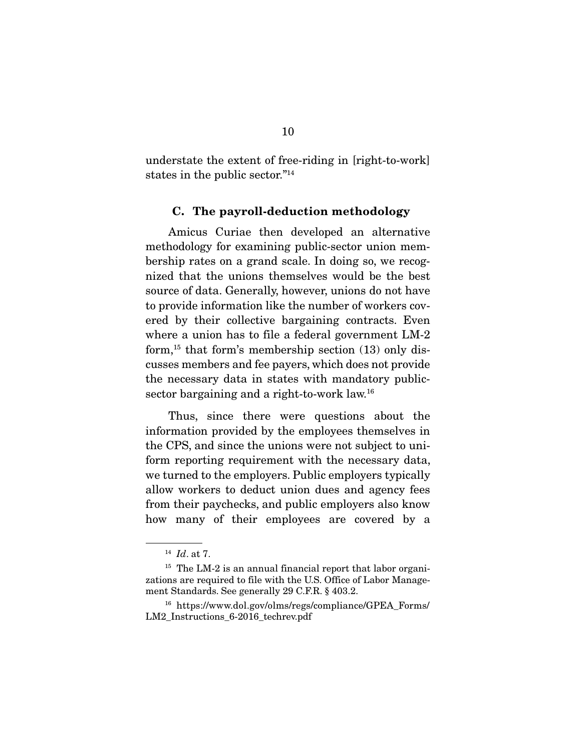understate the extent of free-riding in [right-to-work] states in the public sector."[14]

### C. The payroll-deduction methodology

Amicus Curiae then developed an alternative methodology for examining public-sector union membership rates on a grand scale. In doing so, we recognized that the unions themselves would be the best source of data. Generally, however, unions do not have to provide information like the number of workers covered by their collective bargaining contracts. Even where a union has to file a federal government LM-2 form,[15] that form's membership section (13) only discusses members and fee payers, which does not provide the necessary data in states with mandatory public-sector bargaining and a right-to-work law.[16]

Thus, since there were questions about the information provided by the employees themselves in the CPS, and since the unions were not subject to uniform reporting requirement with the necessary data, we turned to the employers. Public employers typically allow workers to deduct union dues and agency fees from their paychecks, and public employers also know how many of their employees are covered by a

---

[14] *Id*. at 7.

[15] The LM-2 is an annual financial report that labor organizations are required to file with the U.S. Office of Labor Management Standards. See generally 29 C.F.R. § 403.2.

[16] https://www.dol.gov/olms/regs/compliance/GPEA_Forms/LM2_Instructions_6-2016_techrev.pdf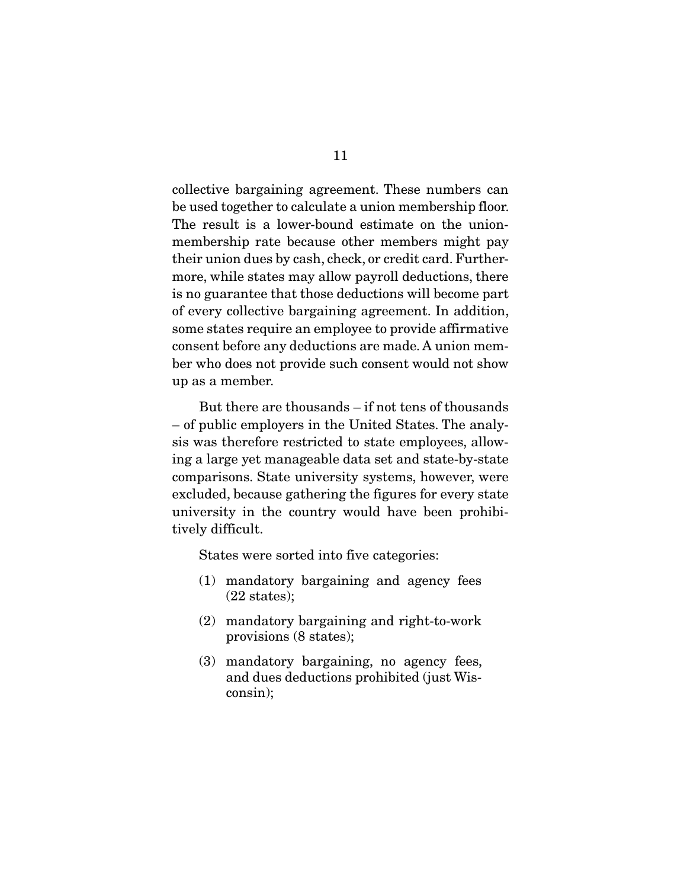collective bargaining agreement. These numbers can be used together to calculate a union membership floor. The result is a lower-bound estimate on the union-membership rate because other members might pay their union dues by cash, check, or credit card. Furthermore, while states may allow payroll deductions, there is no guarantee that those deductions will become part of every collective bargaining agreement. In addition, some states require an employee to provide affirmative consent before any deductions are made. A union member who does not provide such consent would not show up as a member.

But there are thousands – if not tens of thousands – of public employers in the United States. The analysis was therefore restricted to state employees, allowing a large yet manageable data set and state-by-state comparisons. State university systems, however, were excluded, because gathering the figures for every state university in the country would have been prohibitively difficult.

States were sorted into five categories:

(1) mandatory bargaining and agency fees (22 states);

(2) mandatory bargaining and right-to-work provisions (8 states);

(3) mandatory bargaining, no agency fees, and dues deductions prohibited (just Wisconsin);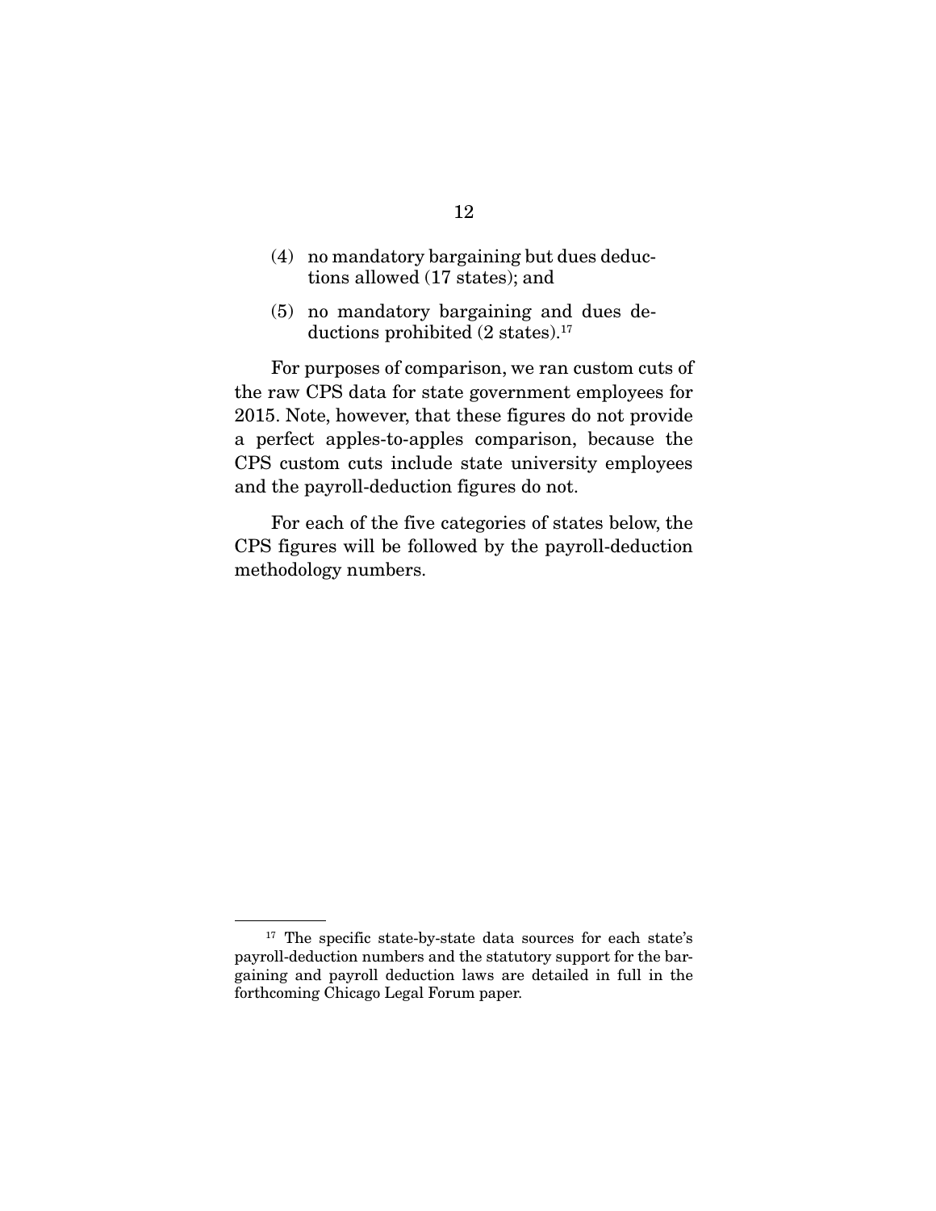(4) no mandatory bargaining but dues deductions allowed (17 states); and

(5) no mandatory bargaining and dues deductions prohibited (2 states).[17]

For purposes of comparison, we ran custom cuts of the raw CPS data for state government employees for 2015. Note, however, that these figures do not provide a perfect apples-to-apples comparison, because the CPS custom cuts include state university employees and the payroll-deduction figures do not.

For each of the five categories of states below, the CPS figures will be followed by the payroll-deduction methodology numbers.

---

[17] The specific state-by-state data sources for each state's payroll-deduction numbers and the statutory support for the bargaining and payroll deduction laws are detailed in full in the forthcoming Chicago Legal Forum paper.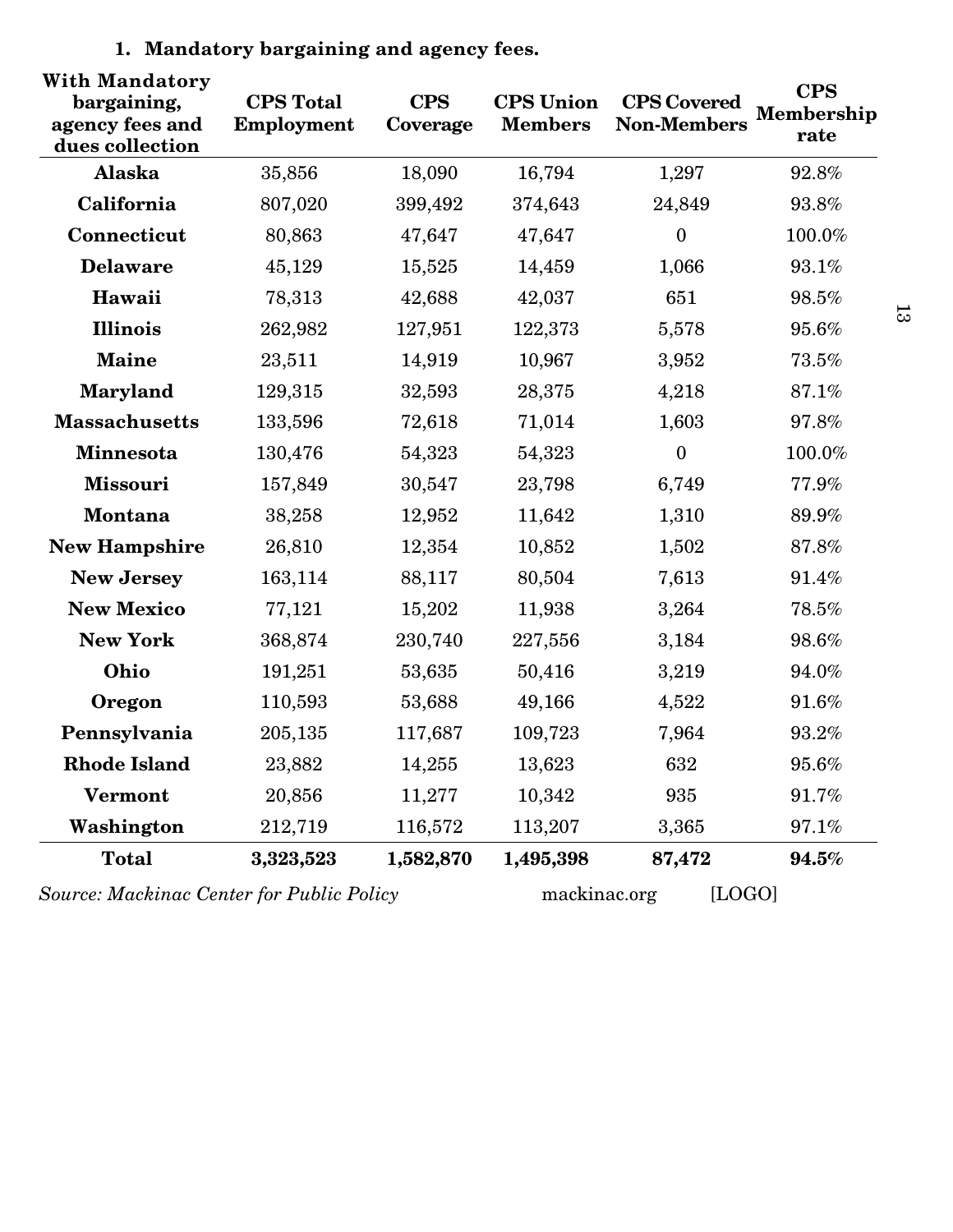1. **Mandatory bargaining and agency fees.**

| With Mandatory bargaining, agency fees and dues collection | CPS Total Employment | CPS Coverage | CPS Union Members | CPS Covered Non-Members | CPS Membership rate |
|---|---|---|---|---|---|
| **Alaska** | 35,856 | 18,090 | 16,794 | 1,297 | 92.8% |
| **California** | 807,020 | 399,492 | 374,643 | 24,849 | 93.8% |
| **Connecticut** | 80,863 | 47,647 | 47,647 | 0 | 100.0% |
| **Delaware** | 45,129 | 15,525 | 14,459 | 1,066 | 93.1% |
| **Hawaii** | 78,313 | 42,688 | 42,037 | 651 | 98.5% |
| **Illinois** | 262,982 | 127,951 | 122,373 | 5,578 | 95.6% |
| **Maine** | 23,511 | 14,919 | 10,967 | 3,952 | 73.5% |
| **Maryland** | 129,315 | 32,593 | 28,375 | 4,218 | 87.1% |
| **Massachusetts** | 133,596 | 72,618 | 71,014 | 1,603 | 97.8% |
| **Minnesota** | 130,476 | 54,323 | 54,323 | 0 | 100.0% |
| **Missouri** | 157,849 | 30,547 | 23,798 | 6,749 | 77.9% |
| **Montana** | 38,258 | 12,952 | 11,642 | 1,310 | 89.9% |
| **New Hampshire** | 26,810 | 12,354 | 10,852 | 1,502 | 87.8% |
| **New Jersey** | 163,114 | 88,117 | 80,504 | 7,613 | 91.4% |
| **New Mexico** | 77,121 | 15,202 | 11,938 | 3,264 | 78.5% |
| **New York** | 368,874 | 230,740 | 227,556 | 3,184 | 98.6% |
| **Ohio** | 191,251 | 53,635 | 50,416 | 3,219 | 94.0% |
| **Oregon** | 110,593 | 53,688 | 49,166 | 4,522 | 91.6% |
| **Pennsylvania** | 205,135 | 117,687 | 109,723 | 7,964 | 93.2% |
| **Rhode Island** | 23,882 | 14,255 | 13,623 | 632 | 95.6% |
| **Vermont** | 20,856 | 11,277 | 10,342 | 935 | 91.7% |
| **Washington** | 212,719 | 116,572 | 113,207 | 3,365 | 97.1% |
| **Total** | **3,323,523** | **1,582,870** | **1,495,398** | **87,472** | **94.5%** |

*Source: Mackinac Center for Public Policy* mackinac.org [LOGO]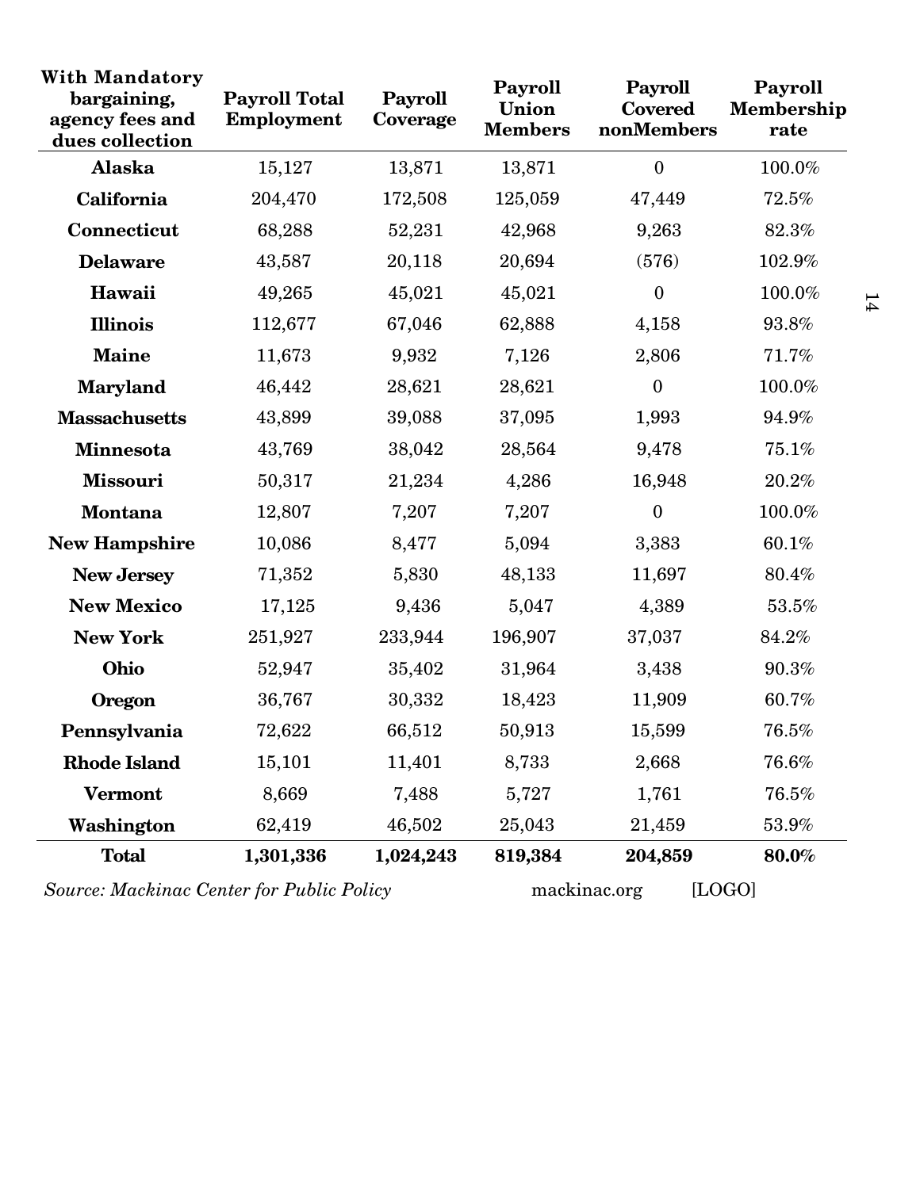| With Mandatory bargaining, agency fees and dues collection | Payroll Total Employment | Payroll Coverage | Payroll Union Members | Payroll Covered nonMembers | Payroll Membership rate |
|---|---|---|---|---|---|
| **Alaska** | 15,127 | 13,871 | 13,871 | 0 | 100.0% |
| **California** | 204,470 | 172,508 | 125,059 | 47,449 | 72.5% |
| **Connecticut** | 68,288 | 52,231 | 42,968 | 9,263 | 82.3% |
| **Delaware** | 43,587 | 20,118 | 20,694 | (576) | 102.9% |
| **Hawaii** | 49,265 | 45,021 | 45,021 | 0 | 100.0% |
| **Illinois** | 112,677 | 67,046 | 62,888 | 4,158 | 93.8% |
| **Maine** | 11,673 | 9,932 | 7,126 | 2,806 | 71.7% |
| **Maryland** | 46,442 | 28,621 | 28,621 | 0 | 100.0% |
| **Massachusetts** | 43,899 | 39,088 | 37,095 | 1,993 | 94.9% |
| **Minnesota** | 43,769 | 38,042 | 28,564 | 9,478 | 75.1% |
| **Missouri** | 50,317 | 21,234 | 4,286 | 16,948 | 20.2% |
| **Montana** | 12,807 | 7,207 | 7,207 | 0 | 100.0% |
| **New Hampshire** | 10,086 | 8,477 | 5,094 | 3,383 | 60.1% |
| **New Jersey** | 71,352 | 5,830 | 48,133 | 11,697 | 80.4% |
| **New Mexico** | 17,125 | 9,436 | 5,047 | 4,389 | 53.5% |
| **New York** | 251,927 | 233,944 | 196,907 | 37,037 | 84.2% |
| **Ohio** | 52,947 | 35,402 | 31,964 | 3,438 | 90.3% |
| **Oregon** | 36,767 | 30,332 | 18,423 | 11,909 | 60.7% |
| **Pennsylvania** | 72,622 | 66,512 | 50,913 | 15,599 | 76.5% |
| **Rhode Island** | 15,101 | 11,401 | 8,733 | 2,668 | 76.6% |
| **Vermont** | 8,669 | 7,488 | 5,727 | 1,761 | 76.5% |
| **Washington** | 62,419 | 46,502 | 25,043 | 21,459 | 53.9% |
| **Total** | **1,301,336** | **1,024,243** | **819,384** | **204,859** | **80.0%** |

*Source: Mackinac Center for Public Policy* mackinac.org [LOGO]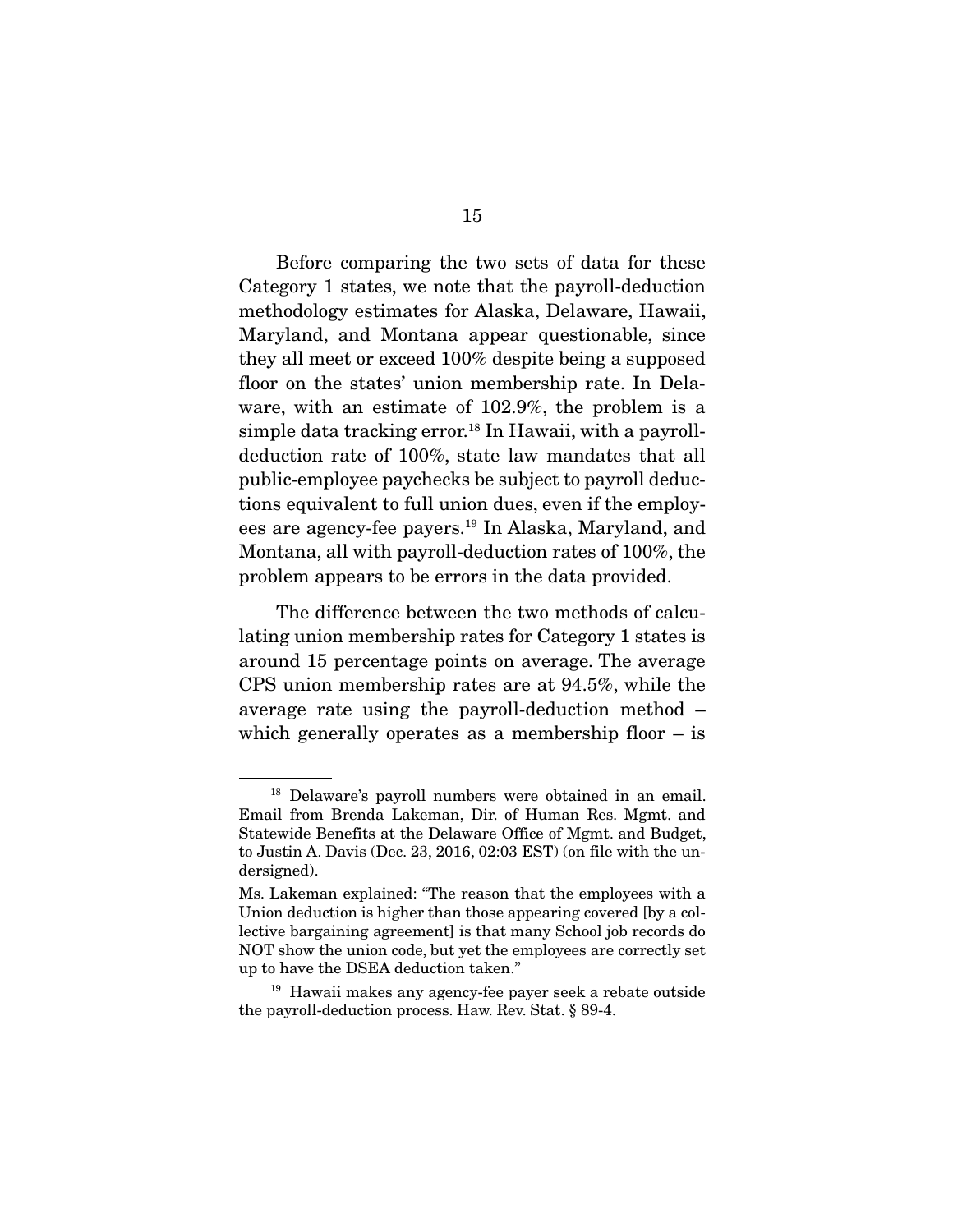Before comparing the two sets of data for these Category 1 states, we note that the payroll-deduction methodology estimates for Alaska, Delaware, Hawaii, Maryland, and Montana appear questionable, since they all meet or exceed 100% despite being a supposed floor on the states' union membership rate. In Delaware, with an estimate of 102.9%, the problem is a simple data tracking error.[18] In Hawaii, with a payroll-deduction rate of 100%, state law mandates that all public-employee paychecks be subject to payroll deductions equivalent to full union dues, even if the employees are agency-fee payers.[19] In Alaska, Maryland, and Montana, all with payroll-deduction rates of 100%, the problem appears to be errors in the data provided.

The difference between the two methods of calculating union membership rates for Category 1 states is around 15 percentage points on average. The average CPS union membership rates are at 94.5%, while the average rate using the payroll-deduction method – which generally operates as a membership floor – is

---

[18] Delaware's payroll numbers were obtained in an email. Email from Brenda Lakeman, Dir. of Human Res. Mgmt. and Statewide Benefits at the Delaware Office of Mgmt. and Budget, to Justin A. Davis (Dec. 23, 2016, 02:03 EST) (on file with the undersigned).

Ms. Lakeman explained: "The reason that the employees with a Union deduction is higher than those appearing covered [by a collective bargaining agreement] is that many School job records do NOT show the union code, but yet the employees are correctly set up to have the DSEA deduction taken."

[19] Hawaii makes any agency-fee payer seek a rebate outside the payroll-deduction process. Haw. Rev. Stat. § 89-4.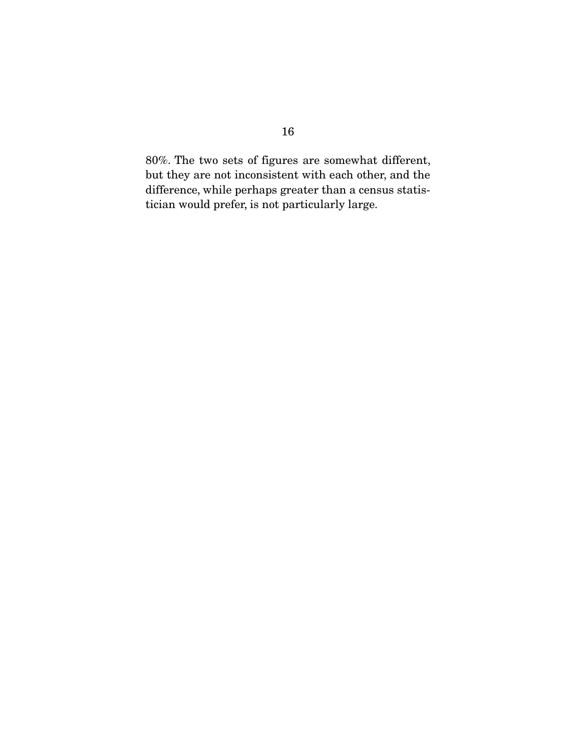80%. The two sets of figures are somewhat different, but they are not inconsistent with each other, and the difference, while perhaps greater than a census statistician would prefer, is not particularly large.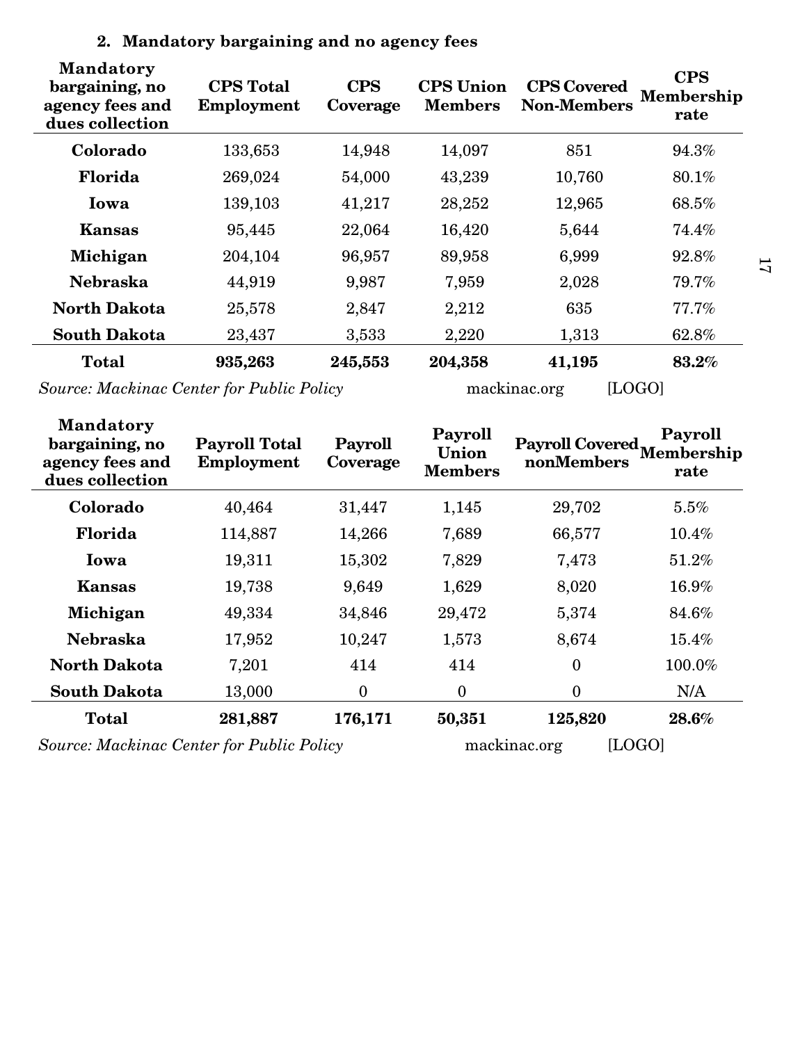### 2. Mandatory bargaining and no agency fees

| Mandatory bargaining, no agency fees and dues collection | CPS Total Employment | CPS Coverage | CPS Union Members | CPS Covered Non-Members | CPS Membership rate |
|---|---|---|---|---|---|
| **Colorado** | 133,653 | 14,948 | 14,097 | 851 | 94.3% |
| **Florida** | 269,024 | 54,000 | 43,239 | 10,760 | 80.1% |
| **Iowa** | 139,103 | 41,217 | 28,252 | 12,965 | 68.5% |
| **Kansas** | 95,445 | 22,064 | 16,420 | 5,644 | 74.4% |
| **Michigan** | 204,104 | 96,957 | 89,958 | 6,999 | 92.8% |
| **Nebraska** | 44,919 | 9,987 | 7,959 | 2,028 | 79.7% |
| **North Dakota** | 25,578 | 2,847 | 2,212 | 635 | 77.7% |
| **South Dakota** | 23,437 | 3,533 | 2,220 | 1,313 | 62.8% |
| **Total** | **935,263** | **245,553** | **204,358** | **41,195** | **83.2%** |

*Source: Mackinac Center for Public Policy* mackinac.org [LOGO]

| Mandatory bargaining, no agency fees and dues collection | Payroll Total Employment | Payroll Coverage | Payroll Union Members | Payroll Covered nonMembers | Payroll Membership rate |
|---|---|---|---|---|---|
| **Colorado** | 40,464 | 31,447 | 1,145 | 29,702 | 5.5% |
| **Florida** | 114,887 | 14,266 | 7,689 | 66,577 | 10.4% |
| **Iowa** | 19,311 | 15,302 | 7,829 | 7,473 | 51.2% |
| **Kansas** | 19,738 | 9,649 | 1,629 | 8,020 | 16.9% |
| **Michigan** | 49,334 | 34,846 | 29,472 | 5,374 | 84.6% |
| **Nebraska** | 17,952 | 10,247 | 1,573 | 8,674 | 15.4% |
| **North Dakota** | 7,201 | 414 | 414 | 0 | 100.0% |
| **South Dakota** | 13,000 | 0 | 0 | 0 | N/A |
| **Total** | **281,887** | **176,171** | **50,351** | **125,820** | **28.6%** |

*Source: Mackinac Center for Public Policy* mackinac.org [LOGO]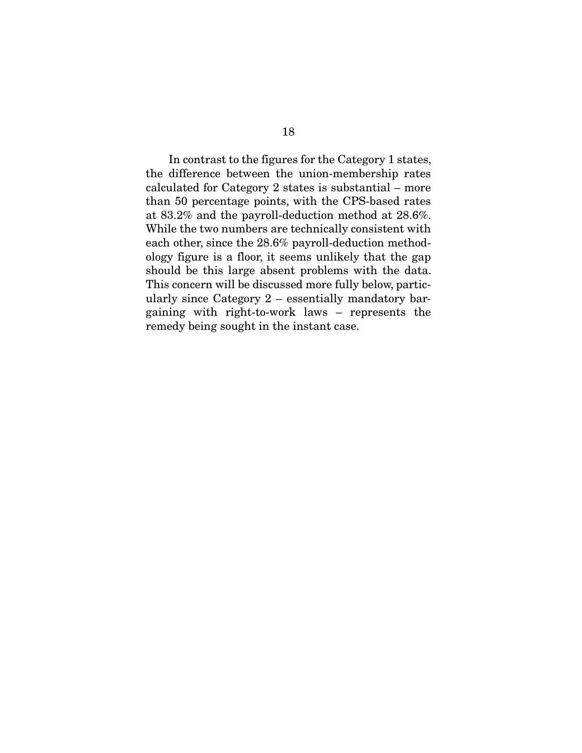In contrast to the figures for the Category 1 states, the difference between the union-membership rates calculated for Category 2 states is substantial – more than 50 percentage points, with the CPS-based rates at 83.2% and the payroll-deduction method at 28.6%. While the two numbers are technically consistent with each other, since the 28.6% payroll-deduction methodology figure is a floor, it seems unlikely that the gap should be this large absent problems with the data. This concern will be discussed more fully below, particularly since Category 2 – essentially mandatory bargaining with right-to-work laws – represents the remedy being sought in the instant case.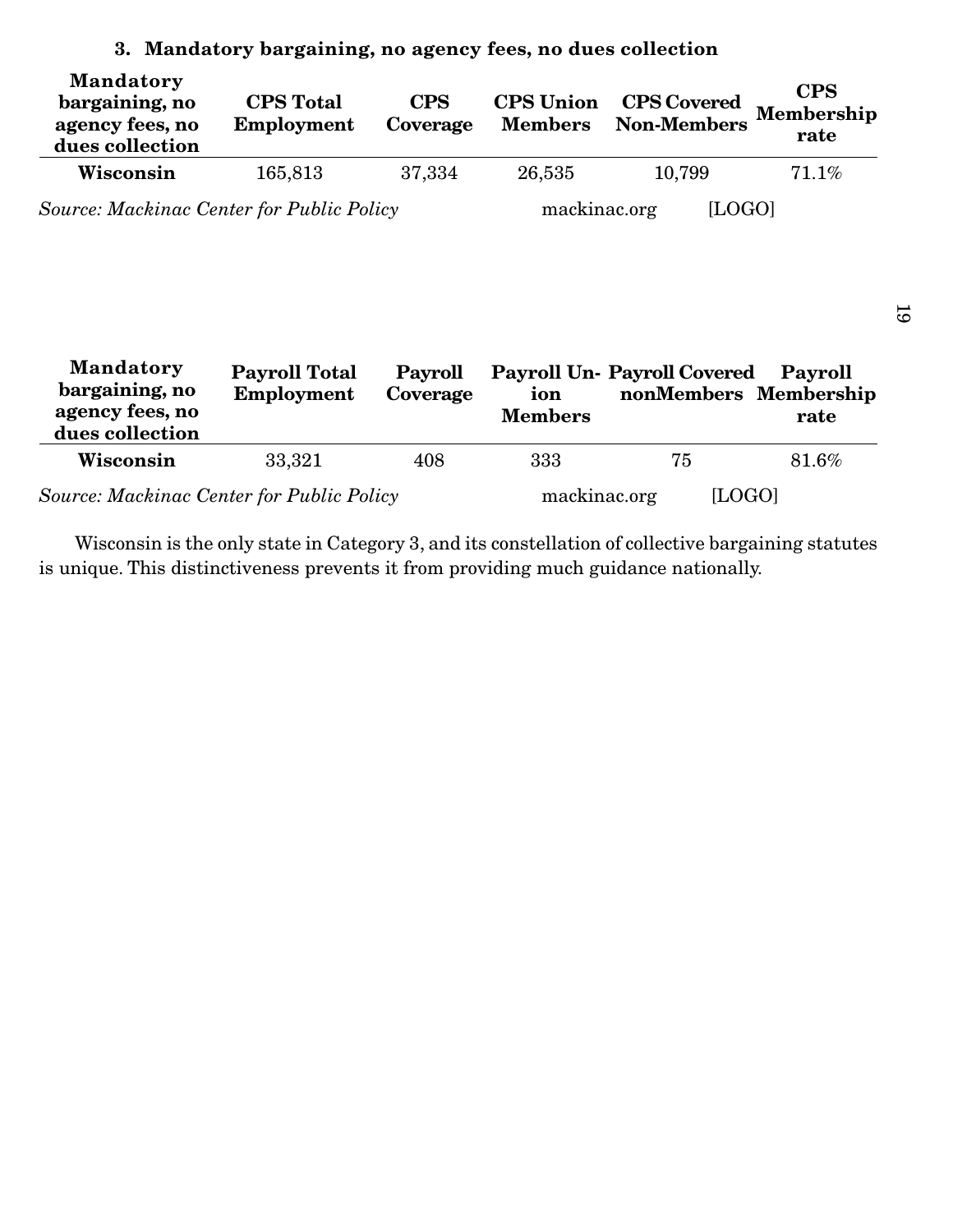### 3. Mandatory bargaining, no agency fees, no dues collection

| Mandatory bargaining, no agency fees, no dues collection | CPS Total Employment | CPS Coverage | CPS Union Members | CPS Covered Non-Members | CPS Membership rate |
|---|---|---|---|---|---|
| **Wisconsin** | 165,813 | 37,334 | 26,535 | 10,799 | 71.1% |

*Source: Mackinac Center for Public Policy* mackinac.org [LOGO]

| Mandatory bargaining, no agency fees, no dues collection | Payroll Total Employment | Payroll Coverage | Payroll Union Members | Payroll Covered nonMembers | Payroll Membership rate |
|---|---|---|---|---|---|
| **Wisconsin** | 33,321 | 408 | 333 | 75 | 81.6% |

*Source: Mackinac Center for Public Policy* mackinac.org [LOGO]

Wisconsin is the only state in Category 3, and its constellation of collective bargaining statutes is unique. This distinctiveness prevents it from providing much guidance nationally.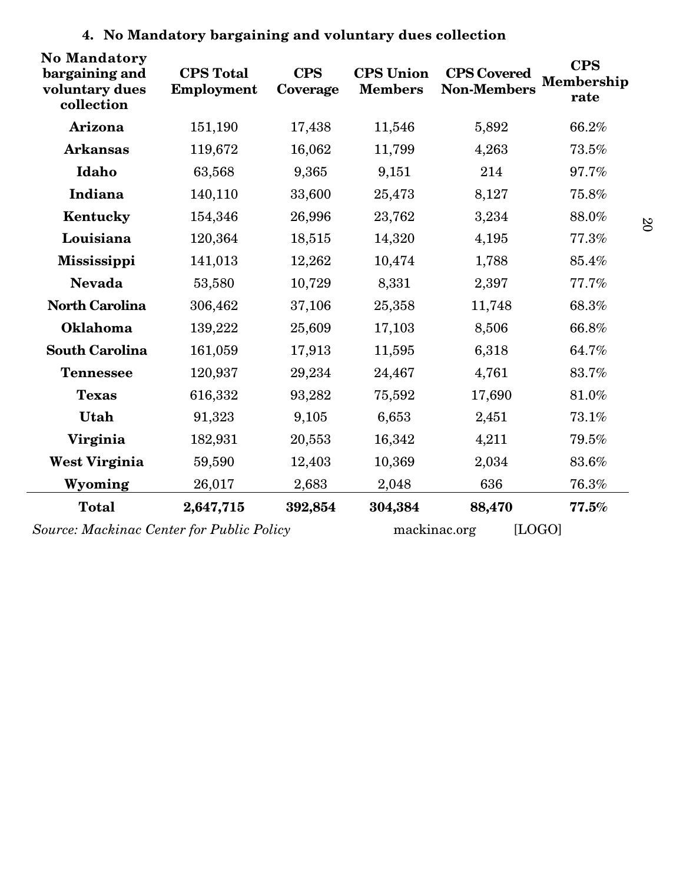### 4. No Mandatory bargaining and voluntary dues collection

| No Mandatory bargaining and voluntary dues collection | CPS Total Employment | CPS Coverage | CPS Union Members | CPS Covered Non-Members | CPS Membership rate |
|---|---|---|---|---|---|
| **Arizona** | 151,190 | 17,438 | 11,546 | 5,892 | 66.2% |
| **Arkansas** | 119,672 | 16,062 | 11,799 | 4,263 | 73.5% |
| **Idaho** | 63,568 | 9,365 | 9,151 | 214 | 97.7% |
| **Indiana** | 140,110 | 33,600 | 25,473 | 8,127 | 75.8% |
| **Kentucky** | 154,346 | 26,996 | 23,762 | 3,234 | 88.0% |
| **Louisiana** | 120,364 | 18,515 | 14,320 | 4,195 | 77.3% |
| **Mississippi** | 141,013 | 12,262 | 10,474 | 1,788 | 85.4% |
| **Nevada** | 53,580 | 10,729 | 8,331 | 2,397 | 77.7% |
| **North Carolina** | 306,462 | 37,106 | 25,358 | 11,748 | 68.3% |
| **Oklahoma** | 139,222 | 25,609 | 17,103 | 8,506 | 66.8% |
| **South Carolina** | 161,059 | 17,913 | 11,595 | 6,318 | 64.7% |
| **Tennessee** | 120,937 | 29,234 | 24,467 | 4,761 | 83.7% |
| **Texas** | 616,332 | 93,282 | 75,592 | 17,690 | 81.0% |
| **Utah** | 91,323 | 9,105 | 6,653 | 2,451 | 73.1% |
| **Virginia** | 182,931 | 20,553 | 16,342 | 4,211 | 79.5% |
| **West Virginia** | 59,590 | 12,403 | 10,369 | 2,034 | 83.6% |
| **Wyoming** | 26,017 | 2,683 | 2,048 | 636 | 76.3% |
| **Total** | **2,647,715** | **392,854** | **304,384** | **88,470** | **77.5%** |

*Source: Mackinac Center for Public Policy* mackinac.org [LOGO]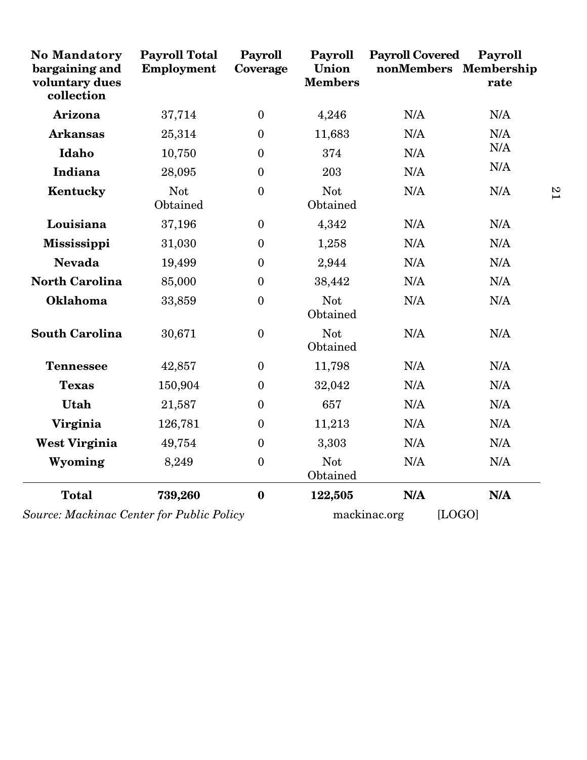| No Mandatory bargaining and voluntary dues collection | Payroll Total Employment | Payroll Coverage | Payroll Union Members | Payroll Covered nonMembers | Payroll Membership rate |
|---|---|---|---|---|---|
| **Arizona** | 37,714 | 0 | 4,246 | N/A | N/A |
| **Arkansas** | 25,314 | 0 | 11,683 | N/A | N/A |
| **Idaho** | 10,750 | 0 | 374 | N/A | N/A |
| **Indiana** | 28,095 | 0 | 203 | N/A | N/A |
| **Kentucky** | Not Obtained | 0 | Not Obtained | N/A | N/A |
| **Louisiana** | 37,196 | 0 | 4,342 | N/A | N/A |
| **Mississippi** | 31,030 | 0 | 1,258 | N/A | N/A |
| **Nevada** | 19,499 | 0 | 2,944 | N/A | N/A |
| **North Carolina** | 85,000 | 0 | 38,442 | N/A | N/A |
| **Oklahoma** | 33,859 | 0 | Not Obtained | N/A | N/A |
| **South Carolina** | 30,671 | 0 | Not Obtained | N/A | N/A |
| **Tennessee** | 42,857 | 0 | 11,798 | N/A | N/A |
| **Texas** | 150,904 | 0 | 32,042 | N/A | N/A |
| **Utah** | 21,587 | 0 | 657 | N/A | N/A |
| **Virginia** | 126,781 | 0 | 11,213 | N/A | N/A |
| **West Virginia** | 49,754 | 0 | 3,303 | N/A | N/A |
| **Wyoming** | 8,249 | 0 | Not Obtained | N/A | N/A |
| **Total** | **739,260** | **0** | **122,505** | **N/A** | **N/A** |

*Source: Mackinac Center for Public Policy* mackinac.org [LOGO]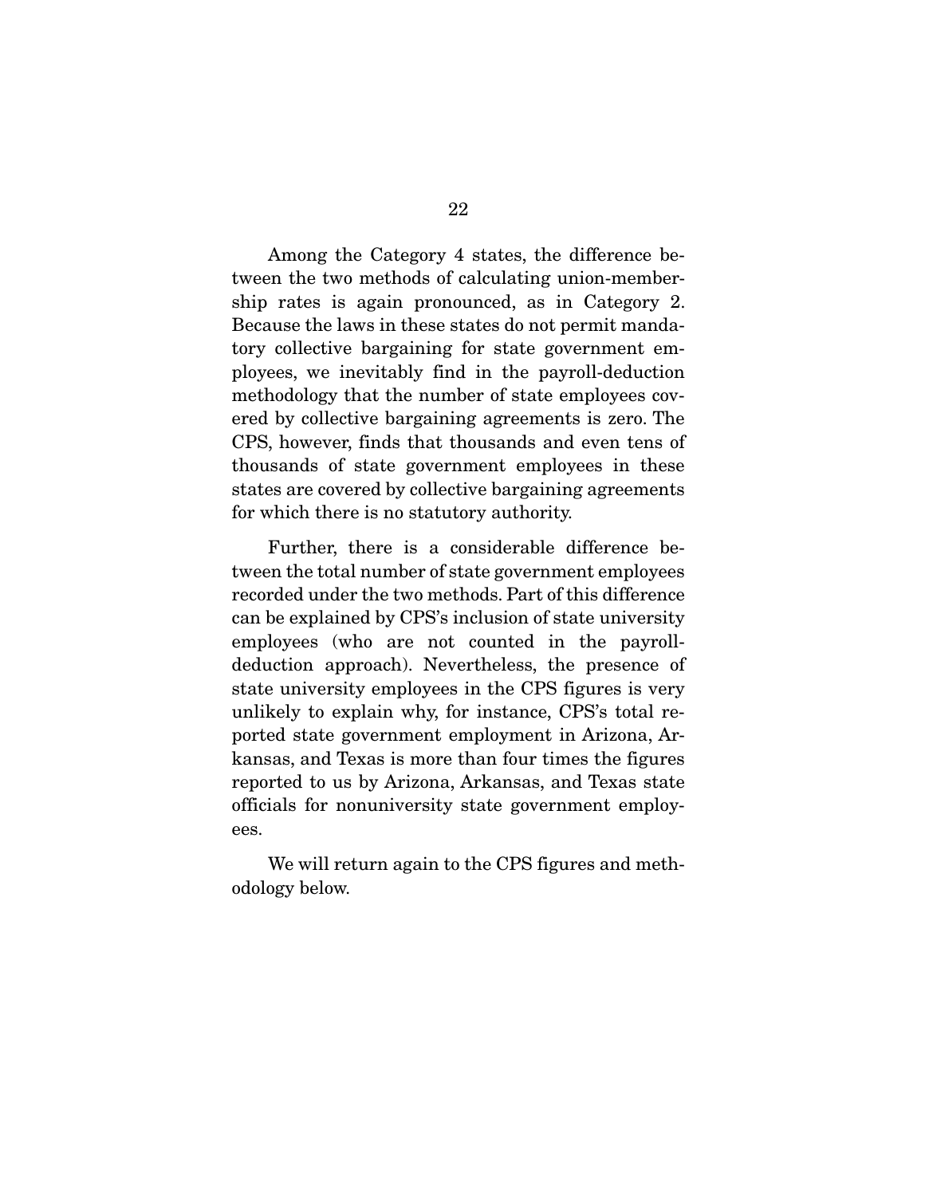Among the Category 4 states, the difference between the two methods of calculating union-membership rates is again pronounced, as in Category 2. Because the laws in these states do not permit mandatory collective bargaining for state government employees, we inevitably find in the payroll-deduction methodology that the number of state employees covered by collective bargaining agreements is zero. The CPS, however, finds that thousands and even tens of thousands of state government employees in these states are covered by collective bargaining agreements for which there is no statutory authority.

Further, there is a considerable difference between the total number of state government employees recorded under the two methods. Part of this difference can be explained by CPS's inclusion of state university employees (who are not counted in the payroll-deduction approach). Nevertheless, the presence of state university employees in the CPS figures is very unlikely to explain why, for instance, CPS's total reported state government employment in Arizona, Arkansas, and Texas is more than four times the figures reported to us by Arizona, Arkansas, and Texas state officials for nonuniversity state government employees.

We will return again to the CPS figures and methodology below.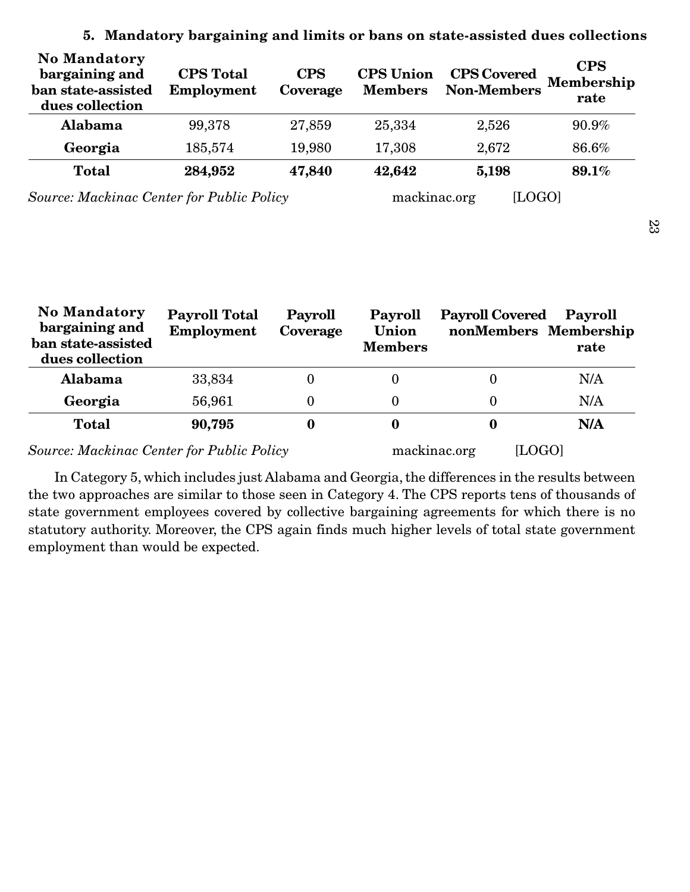### 5. Mandatory bargaining and limits or bans on state-assisted dues collections

| No Mandatory bargaining and ban state-assisted dues collection | CPS Total Employment | CPS Coverage | CPS Union Members | CPS Covered Non-Members | CPS Membership rate |
|---|---|---|---|---|---|
| **Alabama** | 99,378 | 27,859 | 25,334 | 2,526 | 90.9% |
| **Georgia** | 185,574 | 19,980 | 17,308 | 2,672 | 86.6% |
| **Total** | **284,952** | **47,840** | **42,642** | **5,198** | **89.1%** |

*Source: Mackinac Center for Public Policy* mackinac.org [LOGO]

| No Mandatory bargaining and ban state-assisted dues collection | Payroll Total Employment | Payroll Coverage | Payroll Union Members | Payroll Covered nonMembers | Payroll Membership rate |
|---|---|---|---|---|---|
| **Alabama** | 33,834 | 0 | 0 | 0 | N/A |
| **Georgia** | 56,961 | 0 | 0 | 0 | N/A |
| **Total** | **90,795** | **0** | **0** | **0** | **N/A** |

*Source: Mackinac Center for Public Policy* mackinac.org [LOGO]

In Category 5, which includes just Alabama and Georgia, the differences in the results between the two approaches are similar to those seen in Category 4. The CPS reports tens of thousands of state government employees covered by collective bargaining agreements for which there is no statutory authority. Moreover, the CPS again finds much higher levels of total state government employment than would be expected.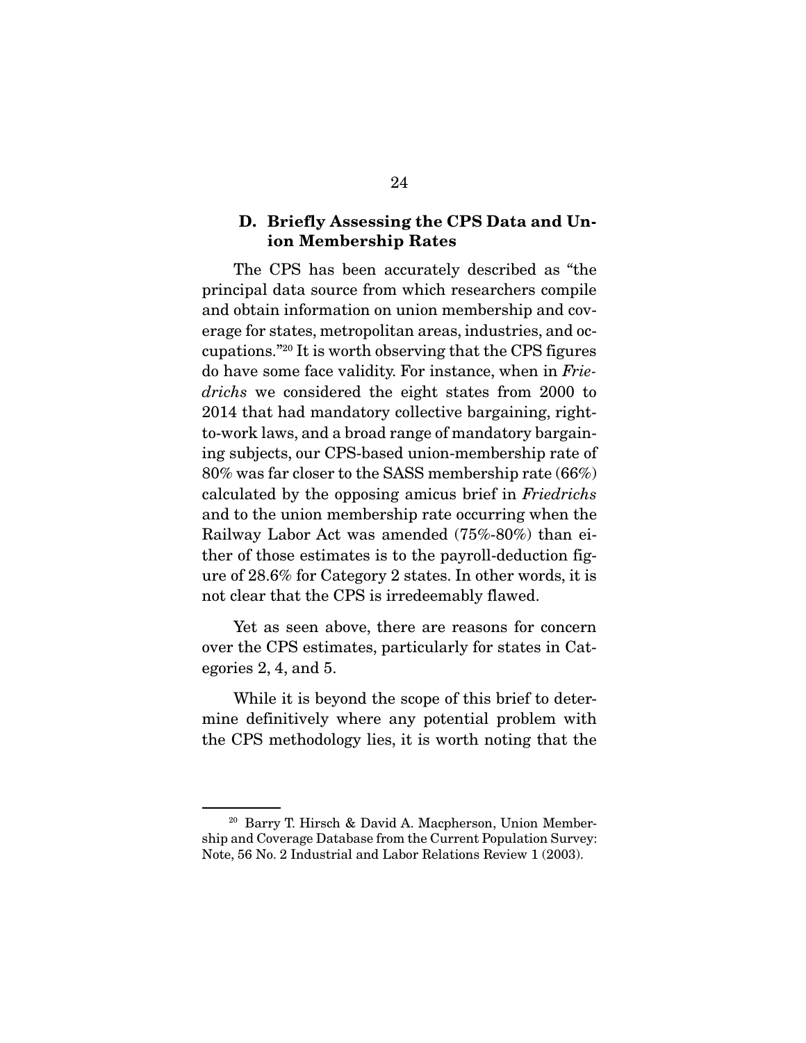### D. Briefly Assessing the CPS Data and Union Membership Rates

The CPS has been accurately described as "the principal data source from which researchers compile and obtain information on union membership and coverage for states, metropolitan areas, industries, and occupations."[20] It is worth observing that the CPS figures do have some face validity. For instance, when in *Friedrichs* we considered the eight states from 2000 to 2014 that had mandatory collective bargaining, right-to-work laws, and a broad range of mandatory bargaining subjects, our CPS-based union-membership rate of 80% was far closer to the SASS membership rate (66%) calculated by the opposing amicus brief in *Friedrichs* and to the union membership rate occurring when the Railway Labor Act was amended (75%-80%) than either of those estimates is to the payroll-deduction figure of 28.6% for Category 2 states. In other words, it is not clear that the CPS is irredeemably flawed.

Yet as seen above, there are reasons for concern over the CPS estimates, particularly for states in Categories 2, 4, and 5.

While it is beyond the scope of this brief to determine definitively where any potential problem with the CPS methodology lies, it is worth noting that the

---

[20] Barry T. Hirsch & David A. Macpherson, Union Membership and Coverage Database from the Current Population Survey: Note, 56 No. 2 Industrial and Labor Relations Review 1 (2003).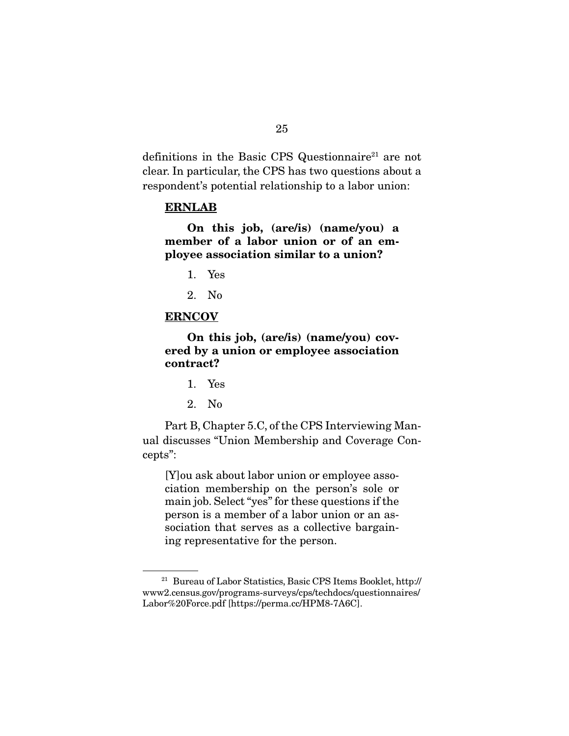definitions in the Basic CPS Questionnaire[21] are not clear. In particular, the CPS has two questions about a respondent's potential relationship to a labor union:

**ERNLAB**

**On this job, (are/is) (name/you) a member of a labor union or of an employee association similar to a union?**

1. Yes
2. No

**ERNCOV**

**On this job, (are/is) (name/you) covered by a union or employee association contract?**

1. Yes
2. No

Part B, Chapter 5.C, of the CPS Interviewing Manual discusses "Union Membership and Coverage Concepts":

> [Y]ou ask about labor union or employee association membership on the person's sole or main job. Select "yes" for these questions if the person is a member of a labor union or an association that serves as a collective bargaining representative for the person.

---

[21] Bureau of Labor Statistics, Basic CPS Items Booklet, http://www2.census.gov/programs-surveys/cps/techdocs/questionnaires/Labor%20Force.pdf [https://perma.cc/HPM8-7A6C].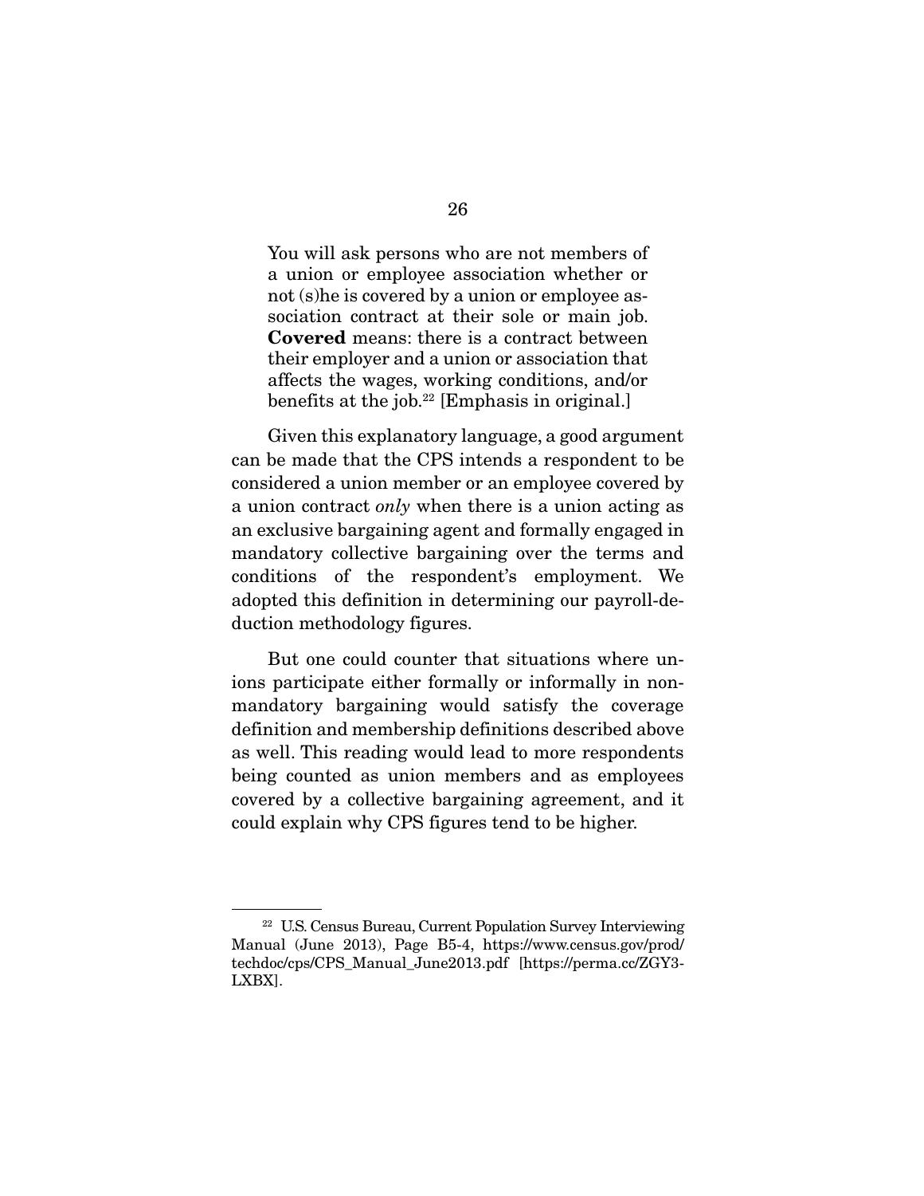> You will ask persons who are not members of a union or employee association whether or not (s)he is covered by a union or employee association contract at their sole or main job. **Covered** means: there is a contract between their employer and a union or association that affects the wages, working conditions, and/or benefits at the job.[22] [Emphasis in original.]

Given this explanatory language, a good argument can be made that the CPS intends a respondent to be considered a union member or an employee covered by a union contract *only* when there is a union acting as an exclusive bargaining agent and formally engaged in mandatory collective bargaining over the terms and conditions of the respondent's employment. We adopted this definition in determining our payroll-deduction methodology figures.

But one could counter that situations where unions participate either formally or informally in non-mandatory bargaining would satisfy the coverage definition and membership definitions described above as well. This reading would lead to more respondents being counted as union members and as employees covered by a collective bargaining agreement, and it could explain why CPS figures tend to be higher.

---

[22] U.S. Census Bureau, Current Population Survey Interviewing Manual (June 2013), Page B5-4, https://www.census.gov/prod/techdoc/cps/CPS_Manual_June2013.pdf [https://perma.cc/ZGY3-LXBX].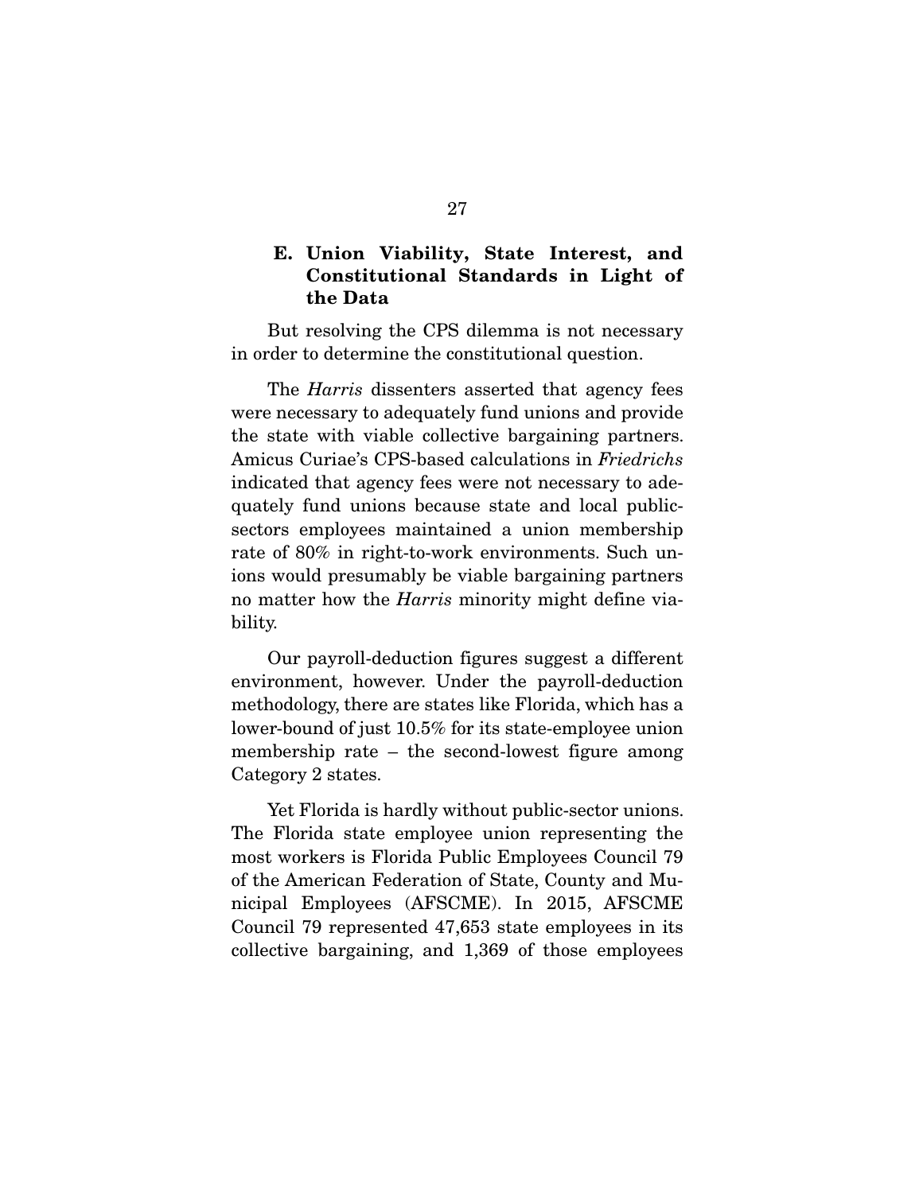### E. Union Viability, State Interest, and Constitutional Standards in Light of the Data

But resolving the CPS dilemma is not necessary in order to determine the constitutional question.

The *Harris* dissenters asserted that agency fees were necessary to adequately fund unions and provide the state with viable collective bargaining partners. Amicus Curiae's CPS-based calculations in *Friedrichs* indicated that agency fees were not necessary to adequately fund unions because state and local public-sectors employees maintained a union membership rate of 80% in right-to-work environments. Such unions would presumably be viable bargaining partners no matter how the *Harris* minority might define viability.

Our payroll-deduction figures suggest a different environment, however. Under the payroll-deduction methodology, there are states like Florida, which has a lower-bound of just 10.5% for its state-employee union membership rate – the second-lowest figure among Category 2 states.

Yet Florida is hardly without public-sector unions. The Florida state employee union representing the most workers is Florida Public Employees Council 79 of the American Federation of State, County and Municipal Employees (AFSCME). In 2015, AFSCME Council 79 represented 47,653 state employees in its collective bargaining, and 1,369 of those employees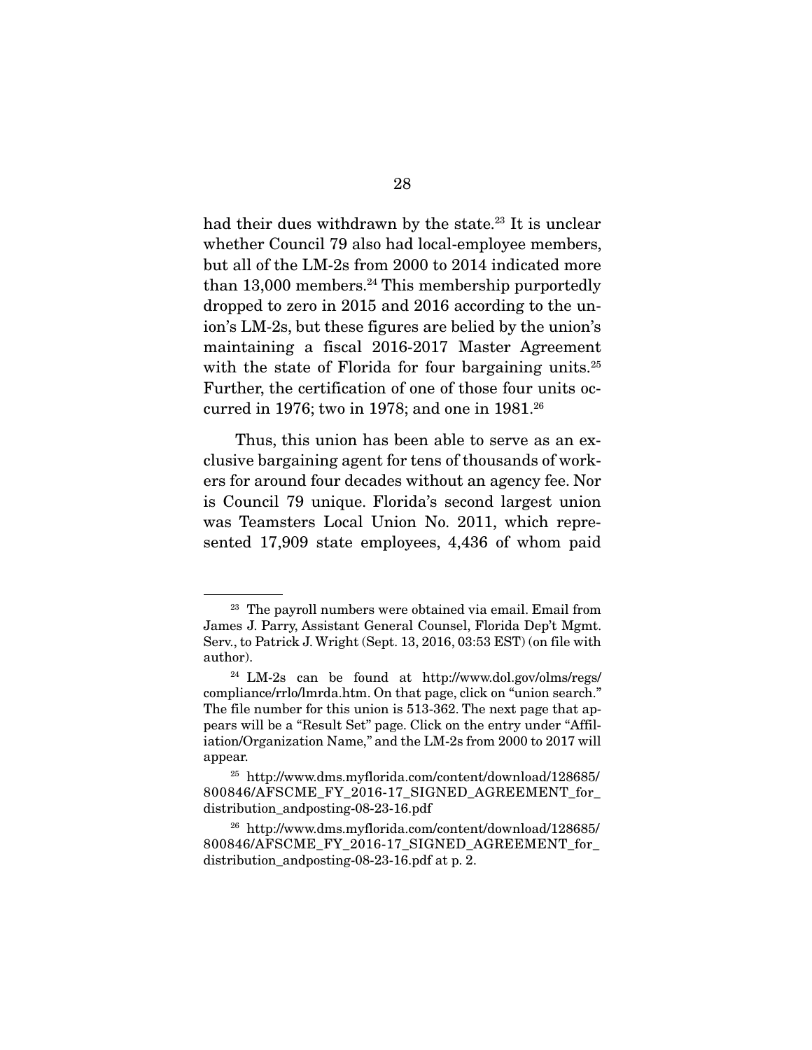had their dues withdrawn by the state.[23] It is unclear whether Council 79 also had local-employee members, but all of the LM-2s from 2000 to 2014 indicated more than 13,000 members.[24] This membership purportedly dropped to zero in 2015 and 2016 according to the union's LM-2s, but these figures are belied by the union's maintaining a fiscal 2016-2017 Master Agreement with the state of Florida for four bargaining units.[25] Further, the certification of one of those four units occurred in 1976; two in 1978; and one in 1981.[26]

Thus, this union has been able to serve as an exclusive bargaining agent for tens of thousands of workers for around four decades without an agency fee. Nor is Council 79 unique. Florida's second largest union was Teamsters Local Union No. 2011, which represented 17,909 state employees, 4,436 of whom paid

---

[23] The payroll numbers were obtained via email. Email from James J. Parry, Assistant General Counsel, Florida Dep't Mgmt. Serv., to Patrick J. Wright (Sept. 13, 2016, 03:53 EST) (on file with author).

[24] LM-2s can be found at http://www.dol.gov/olms/regs/compliance/rrlo/lmrda.htm. On that page, click on "union search." The file number for this union is 513-362. The next page that appears will be a "Result Set" page. Click on the entry under "Affiliation/Organization Name," and the LM-2s from 2000 to 2017 will appear.

[25] http://www.dms.myflorida.com/content/download/128685/800846/AFSCME_FY_2016-17_SIGNED_AGREEMENT_for_distribution_andposting-08-23-16.pdf

[26] http://www.dms.myflorida.com/content/download/128685/800846/AFSCME_FY_2016-17_SIGNED_AGREEMENT_for_distribution_andposting-08-23-16.pdf at p. 2.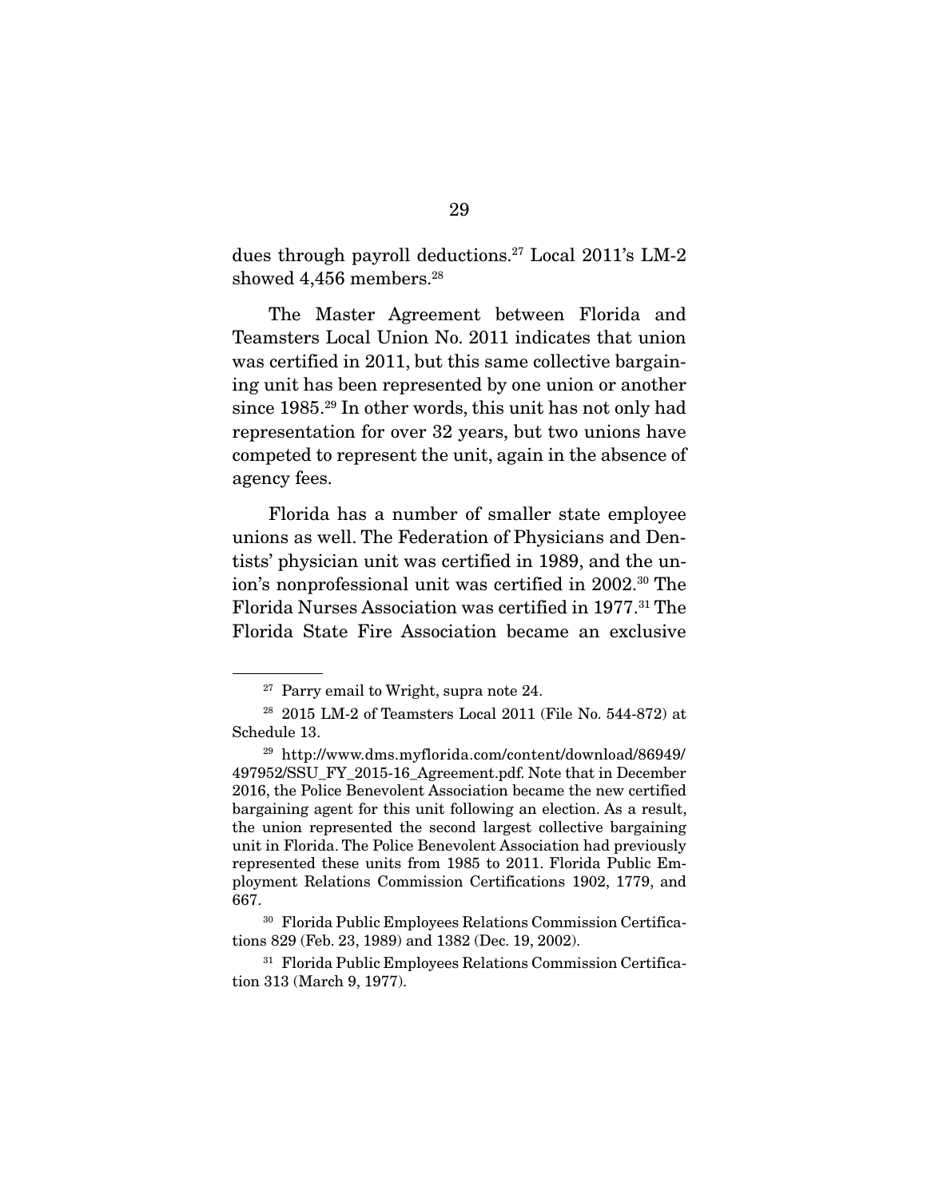dues through payroll deductions.[27] Local 2011's LM-2 showed 4,456 members.[28]

The Master Agreement between Florida and Teamsters Local Union No. 2011 indicates that union was certified in 2011, but this same collective bargaining unit has been represented by one union or another since 1985.[29] In other words, this unit has not only had representation for over 32 years, but two unions have competed to represent the unit, again in the absence of agency fees.

Florida has a number of smaller state employee unions as well. The Federation of Physicians and Dentists' physician unit was certified in 1989, and the union's nonprofessional unit was certified in 2002.[30] The Florida Nurses Association was certified in 1977.[31] The Florida State Fire Association became an exclusive

---

[27] Parry email to Wright, supra note 24.

[28] 2015 LM-2 of Teamsters Local 2011 (File No. 544-872) at Schedule 13.

[29] http://www.dms.myflorida.com/content/download/86949/497952/SSU_FY_2015-16_Agreement.pdf. Note that in December 2016, the Police Benevolent Association became the new certified bargaining agent for this unit following an election. As a result, the union represented the second largest collective bargaining unit in Florida. The Police Benevolent Association had previously represented these units from 1985 to 2011. Florida Public Employment Relations Commission Certifications 1902, 1779, and 667.

[30] Florida Public Employees Relations Commission Certifications 829 (Feb. 23, 1989) and 1382 (Dec. 19, 2002).

[31] Florida Public Employees Relations Commission Certification 313 (March 9, 1977).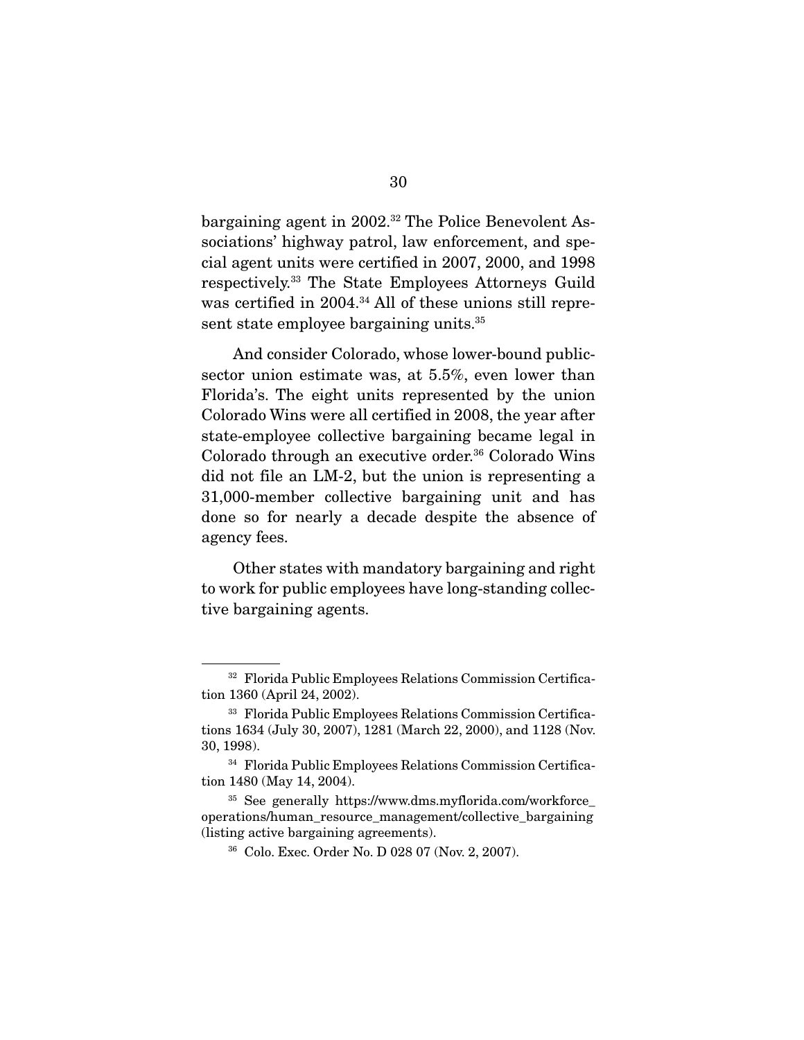bargaining agent in 2002.[32] The Police Benevolent Associations' highway patrol, law enforcement, and special agent units were certified in 2007, 2000, and 1998 respectively.[33] The State Employees Attorneys Guild was certified in 2004.[34] All of these unions still represent state employee bargaining units.[35]

And consider Colorado, whose lower-bound public-sector union estimate was, at 5.5%, even lower than Florida's. The eight units represented by the union Colorado Wins were all certified in 2008, the year after state-employee collective bargaining became legal in Colorado through an executive order.[36] Colorado Wins did not file an LM-2, but the union is representing a 31,000-member collective bargaining unit and has done so for nearly a decade despite the absence of agency fees.

Other states with mandatory bargaining and right to work for public employees have long-standing collective bargaining agents.

---

[32] Florida Public Employees Relations Commission Certification 1360 (April 24, 2002).

[33] Florida Public Employees Relations Commission Certifications 1634 (July 30, 2007), 1281 (March 22, 2000), and 1128 (Nov. 30, 1998).

[34] Florida Public Employees Relations Commission Certification 1480 (May 14, 2004).

[35] See generally https://www.dms.myflorida.com/workforce_operations/human_resource_management/collective_bargaining (listing active bargaining agreements).

[36] Colo. Exec. Order No. D 028 07 (Nov. 2, 2007).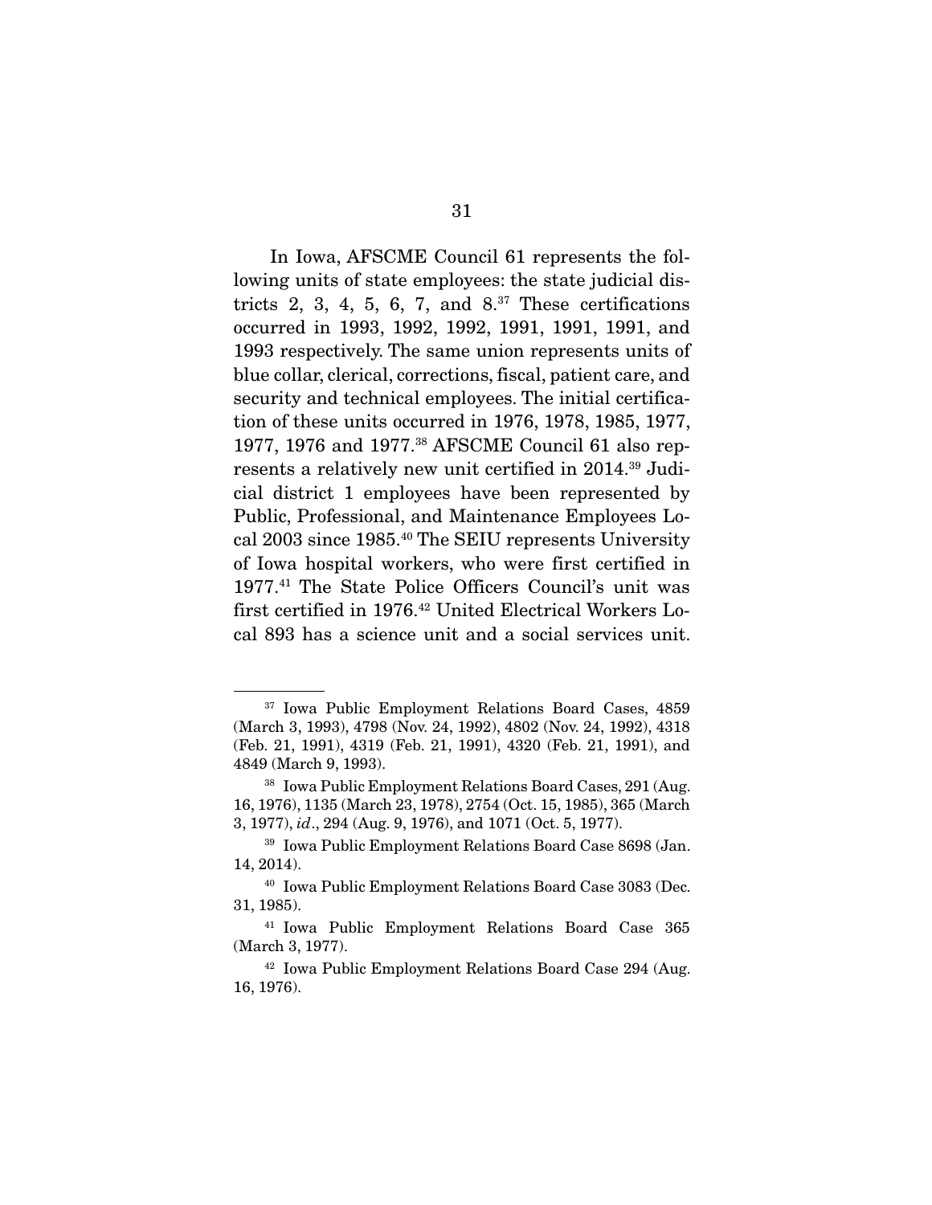In Iowa, AFSCME Council 61 represents the following units of state employees: the state judicial districts 2, 3, 4, 5, 6, 7, and 8.[37] These certifications occurred in 1993, 1992, 1992, 1991, 1991, 1991, and 1993 respectively. The same union represents units of blue collar, clerical, corrections, fiscal, patient care, and security and technical employees. The initial certification of these units occurred in 1976, 1978, 1985, 1977, 1977, 1976 and 1977.[38] AFSCME Council 61 also represents a relatively new unit certified in 2014.[39] Judicial district 1 employees have been represented by Public, Professional, and Maintenance Employees Local 2003 since 1985.[40] The SEIU represents University of Iowa hospital workers, who were first certified in 1977.[41] The State Police Officers Council's unit was first certified in 1976.[42] United Electrical Workers Local 893 has a science unit and a social services unit.

---

[37] Iowa Public Employment Relations Board Cases, 4859 (March 3, 1993), 4798 (Nov. 24, 1992), 4802 (Nov. 24, 1992), 4318 (Feb. 21, 1991), 4319 (Feb. 21, 1991), 4320 (Feb. 21, 1991), and 4849 (March 9, 1993).

[38] Iowa Public Employment Relations Board Cases, 291 (Aug. 16, 1976), 1135 (March 23, 1978), 2754 (Oct. 15, 1985), 365 (March 3, 1977), *id*., 294 (Aug. 9, 1976), and 1071 (Oct. 5, 1977).

[39] Iowa Public Employment Relations Board Case 8698 (Jan. 14, 2014).

[40] Iowa Public Employment Relations Board Case 3083 (Dec. 31, 1985).

[41] Iowa Public Employment Relations Board Case 365 (March 3, 1977).

[42] Iowa Public Employment Relations Board Case 294 (Aug. 16, 1976).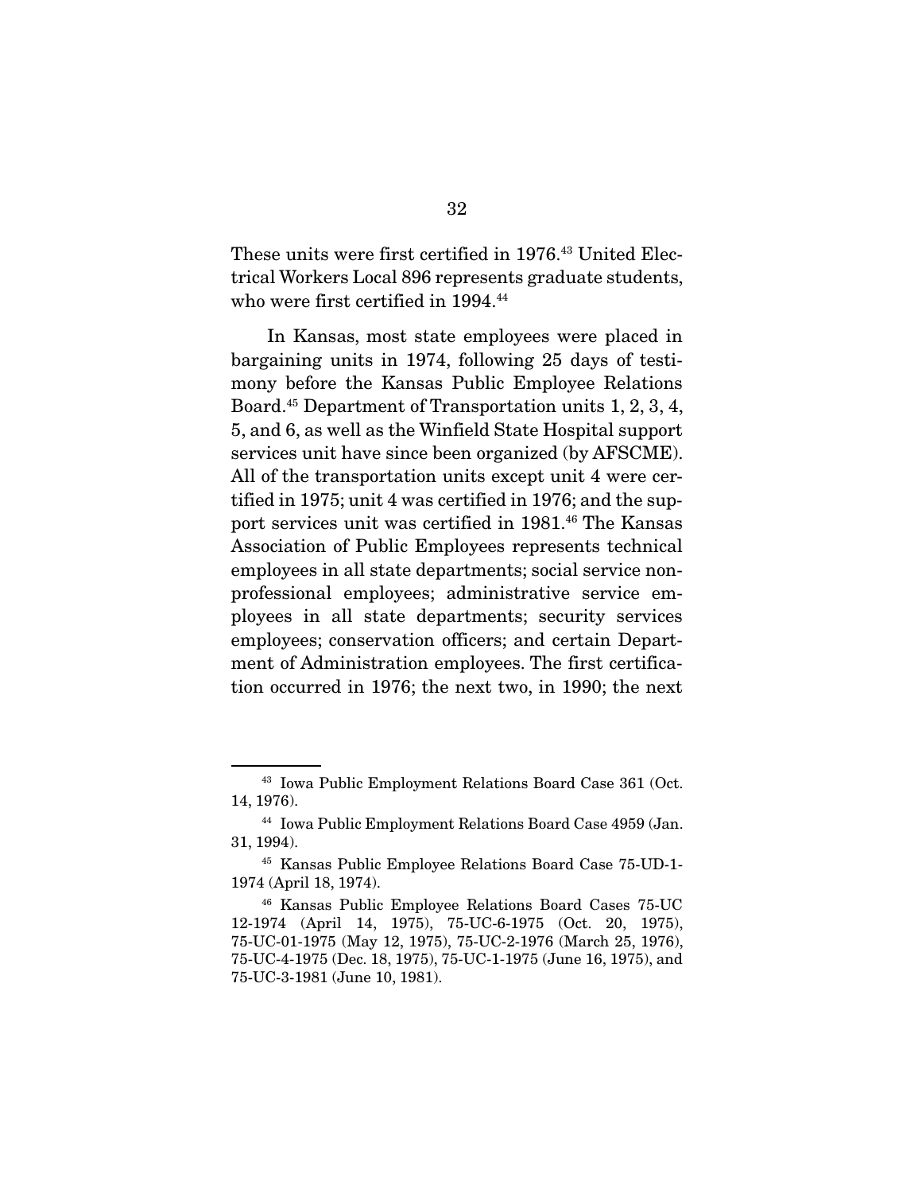These units were first certified in 1976.[43] United Electrical Workers Local 896 represents graduate students, who were first certified in 1994.[44]

In Kansas, most state employees were placed in bargaining units in 1974, following 25 days of testimony before the Kansas Public Employee Relations Board.[45] Department of Transportation units 1, 2, 3, 4, 5, and 6, as well as the Winfield State Hospital support services unit have since been organized (by AFSCME). All of the transportation units except unit 4 were certified in 1975; unit 4 was certified in 1976; and the support services unit was certified in 1981.[46] The Kansas Association of Public Employees represents technical employees in all state departments; social service nonprofessional employees; administrative service employees in all state departments; security services employees; conservation officers; and certain Department of Administration employees. The first certification occurred in 1976; the next two, in 1990; the next

---

[43] Iowa Public Employment Relations Board Case 361 (Oct. 14, 1976).

[44] Iowa Public Employment Relations Board Case 4959 (Jan. 31, 1994).

[45] Kansas Public Employee Relations Board Case 75-UD-1-1974 (April 18, 1974).

[46] Kansas Public Employee Relations Board Cases 75-UC 12-1974 (April 14, 1975), 75-UC-6-1975 (Oct. 20, 1975), 75-UC-01-1975 (May 12, 1975), 75-UC-2-1976 (March 25, 1976), 75-UC-4-1975 (Dec. 18, 1975), 75-UC-1-1975 (June 16, 1975), and 75-UC-3-1981 (June 10, 1981).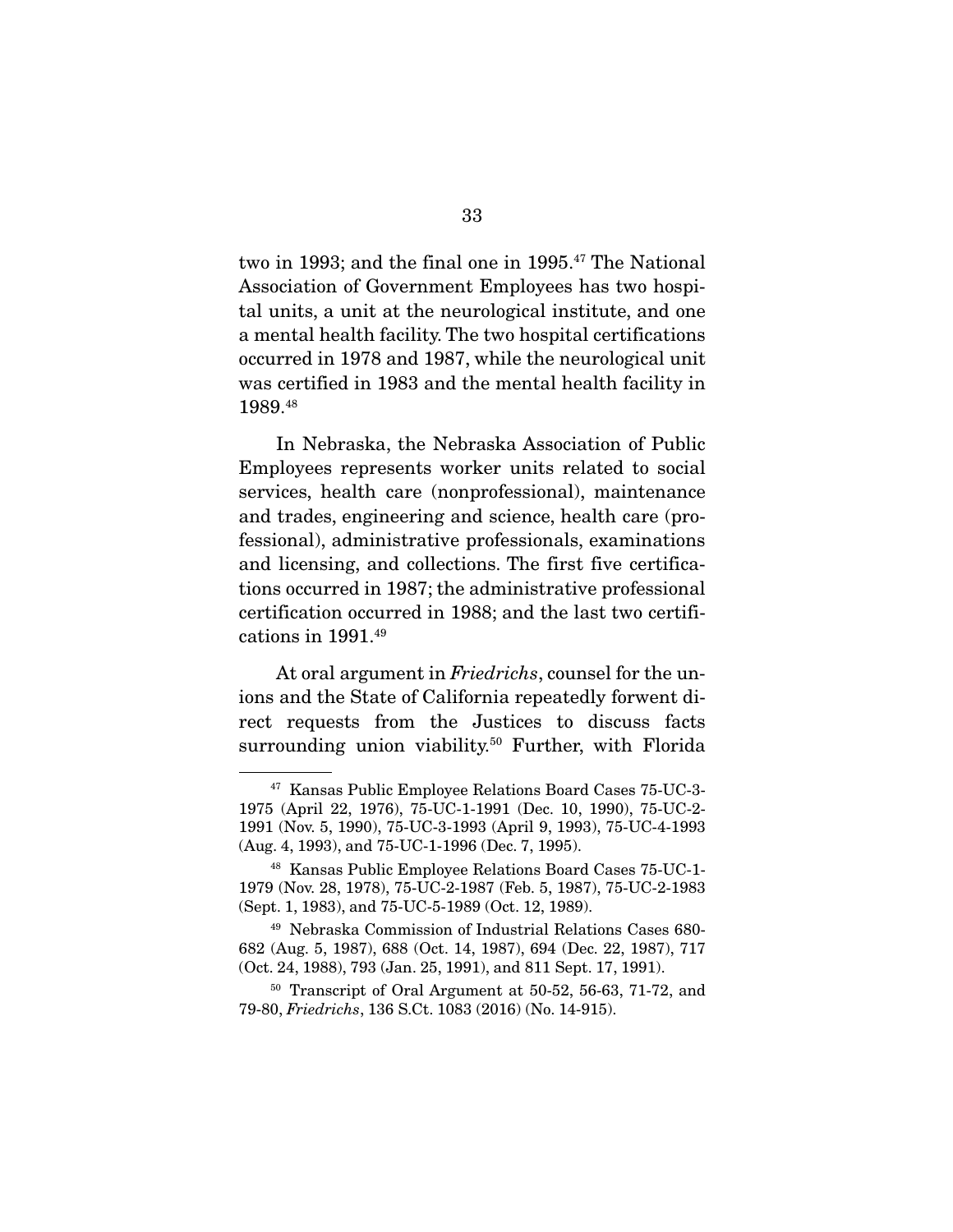two in 1993; and the final one in 1995.[47] The National Association of Government Employees has two hospital units, a unit at the neurological institute, and one a mental health facility. The two hospital certifications occurred in 1978 and 1987, while the neurological unit was certified in 1983 and the mental health facility in 1989.[48]

In Nebraska, the Nebraska Association of Public Employees represents worker units related to social services, health care (nonprofessional), maintenance and trades, engineering and science, health care (professional), administrative professionals, examinations and licensing, and collections. The first five certifications occurred in 1987; the administrative professional certification occurred in 1988; and the last two certifications in 1991.[49]

At oral argument in *Friedrichs*, counsel for the unions and the State of California repeatedly forwent direct requests from the Justices to discuss facts surrounding union viability.[50] Further, with Florida

---

[47] Kansas Public Employee Relations Board Cases 75-UC-3-1975 (April 22, 1976), 75-UC-1-1991 (Dec. 10, 1990), 75-UC-2-1991 (Nov. 5, 1990), 75-UC-3-1993 (April 9, 1993), 75-UC-4-1993 (Aug. 4, 1993), and 75-UC-1-1996 (Dec. 7, 1995).

[48] Kansas Public Employee Relations Board Cases 75-UC-1-1979 (Nov. 28, 1978), 75-UC-2-1987 (Feb. 5, 1987), 75-UC-2-1983 (Sept. 1, 1983), and 75-UC-5-1989 (Oct. 12, 1989).

[49] Nebraska Commission of Industrial Relations Cases 680-682 (Aug. 5, 1987), 688 (Oct. 14, 1987), 694 (Dec. 22, 1987), 717 (Oct. 24, 1988), 793 (Jan. 25, 1991), and 811 Sept. 17, 1991).

[50] Transcript of Oral Argument at 50-52, 56-63, 71-72, and 79-80, *Friedrichs*, 136 S.Ct. 1083 (2016) (No. 14-915).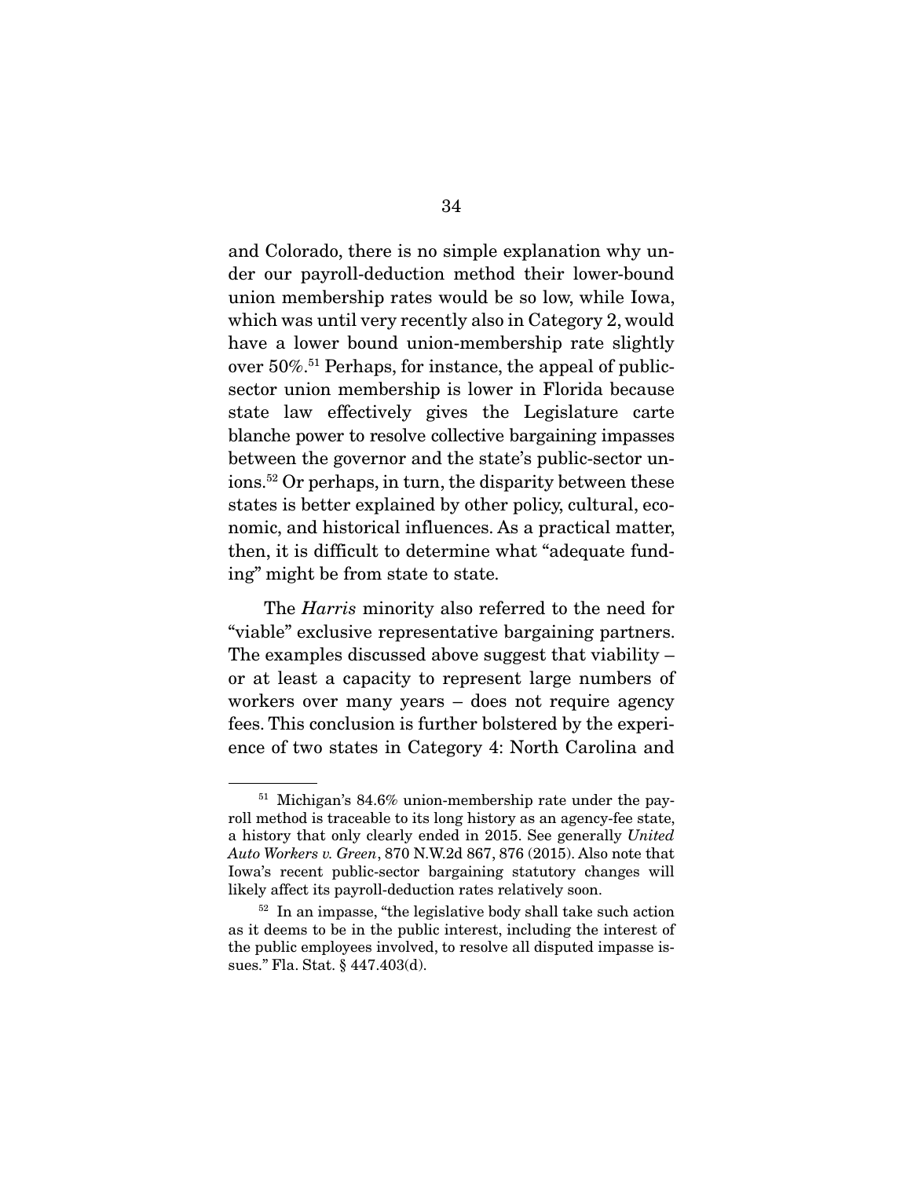and Colorado, there is no simple explanation why under our payroll-deduction method their lower-bound union membership rates would be so low, while Iowa, which was until very recently also in Category 2, would have a lower bound union-membership rate slightly over 50%.[51] Perhaps, for instance, the appeal of public-sector union membership is lower in Florida because state law effectively gives the Legislature carte blanche power to resolve collective bargaining impasses between the governor and the state's public-sector unions.[52] Or perhaps, in turn, the disparity between these states is better explained by other policy, cultural, economic, and historical influences. As a practical matter, then, it is difficult to determine what "adequate funding" might be from state to state.

The *Harris* minority also referred to the need for "viable" exclusive representative bargaining partners. The examples discussed above suggest that viability – or at least a capacity to represent large numbers of workers over many years – does not require agency fees. This conclusion is further bolstered by the experience of two states in Category 4: North Carolina and

---

[51] Michigan's 84.6% union-membership rate under the payroll method is traceable to its long history as an agency-fee state, a history that only clearly ended in 2015. See generally *United Auto Workers v. Green*, 870 N.W.2d 867, 876 (2015). Also note that Iowa's recent public-sector bargaining statutory changes will likely affect its payroll-deduction rates relatively soon.

[52] In an impasse, "the legislative body shall take such action as it deems to be in the public interest, including the interest of the public employees involved, to resolve all disputed impasse issues." Fla. Stat. § 447.403(d).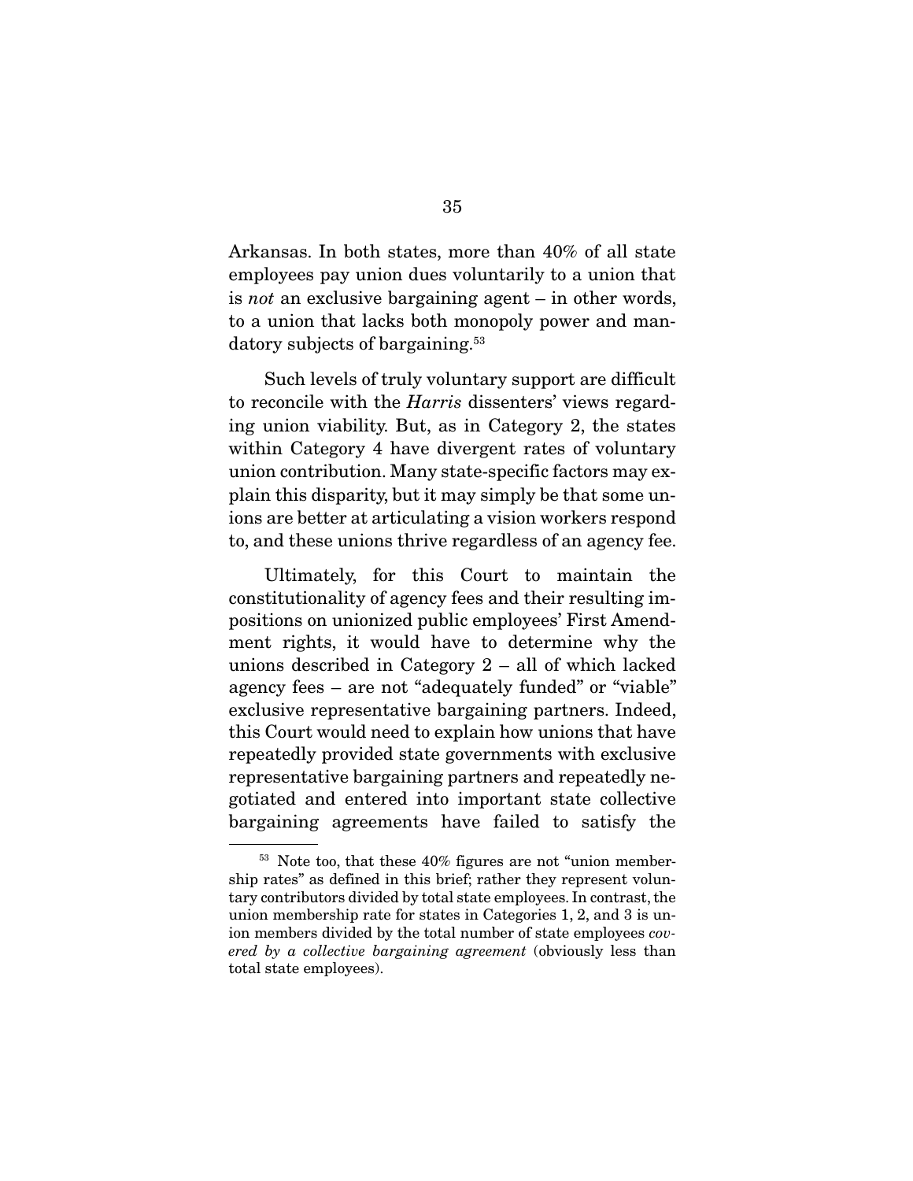Arkansas. In both states, more than 40% of all state employees pay union dues voluntarily to a union that is *not* an exclusive bargaining agent – in other words, to a union that lacks both monopoly power and mandatory subjects of bargaining.[53]

Such levels of truly voluntary support are difficult to reconcile with the *Harris* dissenters' views regarding union viability. But, as in Category 2, the states within Category 4 have divergent rates of voluntary union contribution. Many state-specific factors may explain this disparity, but it may simply be that some unions are better at articulating a vision workers respond to, and these unions thrive regardless of an agency fee.

Ultimately, for this Court to maintain the constitutionality of agency fees and their resulting impositions on unionized public employees' First Amendment rights, it would have to determine why the unions described in Category 2 – all of which lacked agency fees – are not "adequately funded" or "viable" exclusive representative bargaining partners. Indeed, this Court would need to explain how unions that have repeatedly provided state governments with exclusive representative bargaining partners and repeatedly negotiated and entered into important state collective bargaining agreements have failed to satisfy the

---

[53] Note too, that these 40% figures are not "union membership rates" as defined in this brief; rather they represent voluntary contributors divided by total state employees. In contrast, the union membership rate for states in Categories 1, 2, and 3 is union members divided by the total number of state employees *covered by a collective bargaining agreement* (obviously less than total state employees).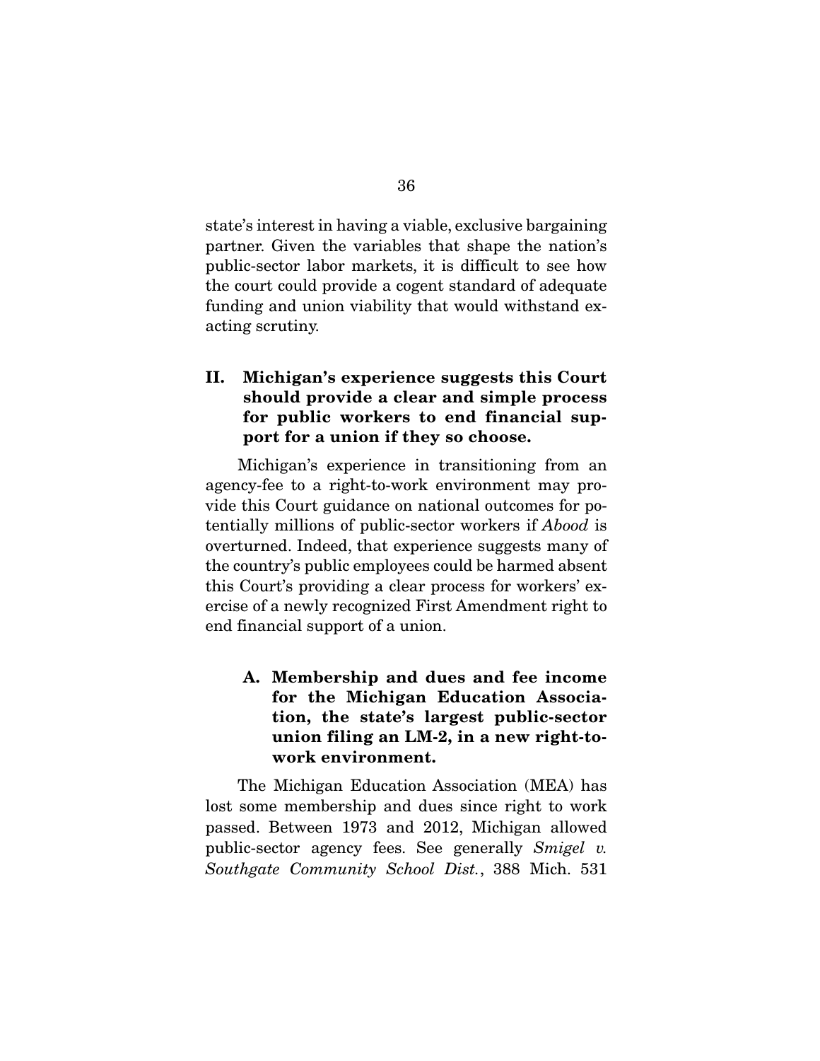state's interest in having a viable, exclusive bargaining partner. Given the variables that shape the nation's public-sector labor markets, it is difficult to see how the court could provide a cogent standard of adequate funding and union viability that would withstand exacting scrutiny.

## II. Michigan's experience suggests this Court should provide a clear and simple process for public workers to end financial support for a union if they so choose.

Michigan's experience in transitioning from an agency-fee to a right-to-work environment may provide this Court guidance on national outcomes for potentially millions of public-sector workers if *Abood* is overturned. Indeed, that experience suggests many of the country's public employees could be harmed absent this Court's providing a clear process for workers' exercise of a newly recognized First Amendment right to end financial support of a union.

### A. Membership and dues and fee income for the Michigan Education Association, the state's largest public-sector union filing an LM-2, in a new right-to-work environment.

The Michigan Education Association (MEA) has lost some membership and dues since right to work passed. Between 1973 and 2012, Michigan allowed public-sector agency fees. See generally *Smigel v. Southgate Community School Dist.*, 388 Mich. 531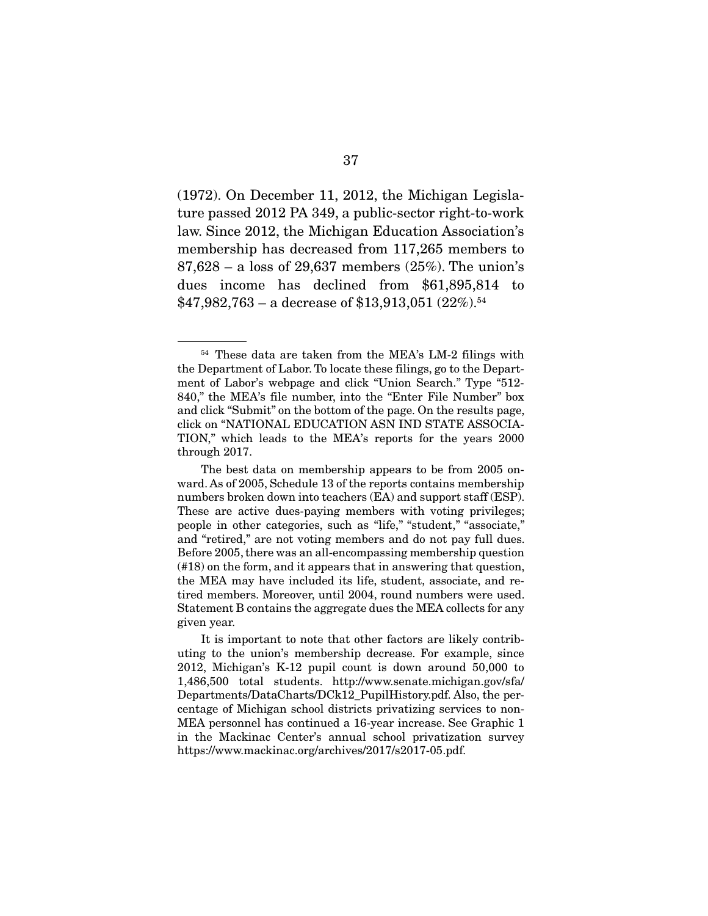(1972). On December 11, 2012, the Michigan Legislature passed 2012 PA 349, a public-sector right-to-work law. Since 2012, the Michigan Education Association's membership has decreased from 117,265 members to 87,628 – a loss of 29,637 members (25%). The union's dues income has declined from $61,895,814 to $47,982,763 – a decrease of $13,913,051 (22%).[54]

---

[54] These data are taken from the MEA's LM-2 filings with the Department of Labor. To locate these filings, go to the Department of Labor's webpage and click "Union Search." Type "512-840," the MEA's file number, into the "Enter File Number" box and click "Submit" on the bottom of the page. On the results page, click on "NATIONAL EDUCATION ASN IND STATE ASSOCIATION," which leads to the MEA's reports for the years 2000 through 2017.

The best data on membership appears to be from 2005 onward. As of 2005, Schedule 13 of the reports contains membership numbers broken down into teachers (EA) and support staff (ESP). These are active dues-paying members with voting privileges; people in other categories, such as "life," "student," "associate," and "retired," are not voting members and do not pay full dues. Before 2005, there was an all-encompassing membership question (#18) on the form, and it appears that in answering that question, the MEA may have included its life, student, associate, and retired members. Moreover, until 2004, round numbers were used. Statement B contains the aggregate dues the MEA collects for any given year.

It is important to note that other factors are likely contributing to the union's membership decrease. For example, since 2012, Michigan's K-12 pupil count is down around 50,000 to 1,486,500 total students. http://www.senate.michigan.gov/sfa/Departments/DataCharts/DCk12_PupilHistory.pdf. Also, the percentage of Michigan school districts privatizing services to non-MEA personnel has continued a 16-year increase. See Graphic 1 in the Mackinac Center's annual school privatization survey https://www.mackinac.org/archives/2017/s2017-05.pdf.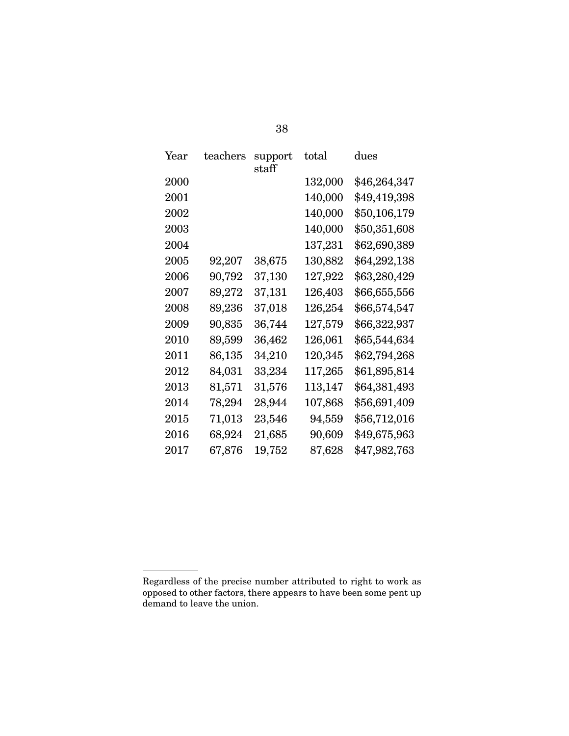| Year | teachers | support staff | total | dues |
|---|---|---|---|---|
| 2000 | | | 132,000 | $46,264,347 |
| 2001 | | | 140,000 | $49,419,398 |
| 2002 | | | 140,000 | $50,106,179 |
| 2003 | | | 140,000 | $50,351,608 |
| 2004 | | | 137,231 | $62,690,389 |
| 2005 | 92,207 | 38,675 | 130,882 | $64,292,138 |
| 2006 | 90,792 | 37,130 | 127,922 | $63,280,429 |
| 2007 | 89,272 | 37,131 | 126,403 | $66,655,556 |
| 2008 | 89,236 | 37,018 | 126,254 | $66,574,547 |
| 2009 | 90,835 | 36,744 | 127,579 | $66,322,937 |
| 2010 | 89,599 | 36,462 | 126,061 | $65,544,634 |
| 2011 | 86,135 | 34,210 | 120,345 | $62,794,268 |
| 2012 | 84,031 | 33,234 | 117,265 | $61,895,814 |
| 2013 | 81,571 | 31,576 | 113,147 | $64,381,493 |
| 2014 | 78,294 | 28,944 | 107,868 | $56,691,409 |
| 2015 | 71,013 | 23,546 | 94,559 | $56,712,016 |
| 2016 | 68,924 | 21,685 | 90,609 | $49,675,963 |
| 2017 | 67,876 | 19,752 | 87,628 | $47,982,763 |

---

Regardless of the precise number attributed to right to work as opposed to other factors, there appears to have been some pent up demand to leave the union.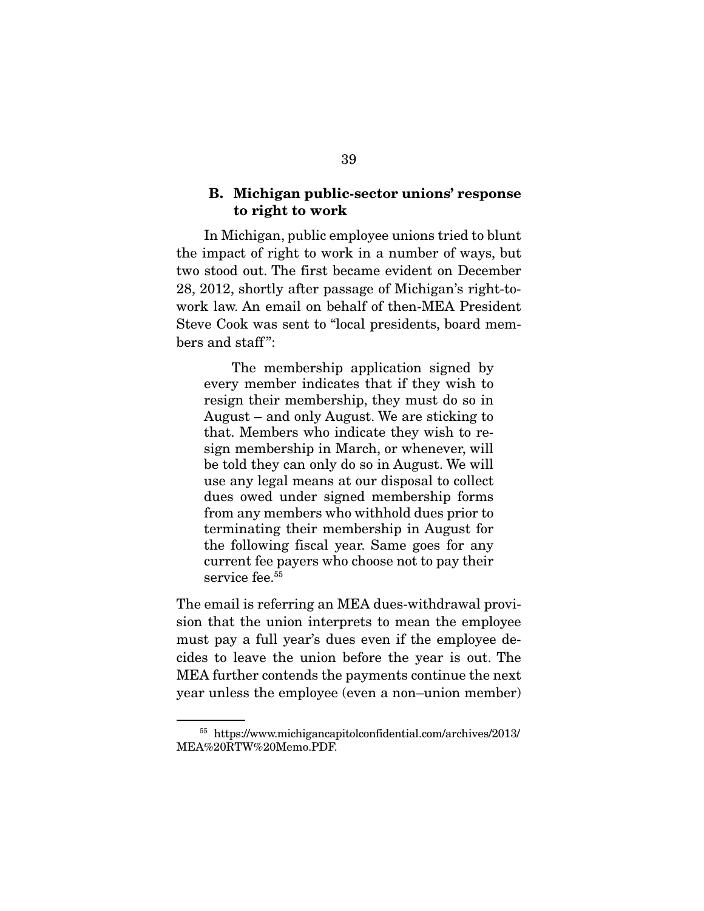### B. Michigan public-sector unions' response to right to work

In Michigan, public employee unions tried to blunt the impact of right to work in a number of ways, but two stood out. The first became evident on December 28, 2012, shortly after passage of Michigan's right-to-work law. An email on behalf of then-MEA President Steve Cook was sent to "local presidents, board members and staff":

> The membership application signed by every member indicates that if they wish to resign their membership, they must do so in August – and only August. We are sticking to that. Members who indicate they wish to resign membership in March, or whenever, will be told they can only do so in August. We will use any legal means at our disposal to collect dues owed under signed membership forms from any members who withhold dues prior to terminating their membership in August for the following fiscal year. Same goes for any current fee payers who choose not to pay their service fee.[55]

The email is referring an MEA dues-withdrawal provision that the union interprets to mean the employee must pay a full year's dues even if the employee decides to leave the union before the year is out. The MEA further contends the payments continue the next year unless the employee (even a non–union member)

---

[55] https://www.michigancapitolconfidential.com/archives/2013/MEA%20RTW%20Memo.PDF.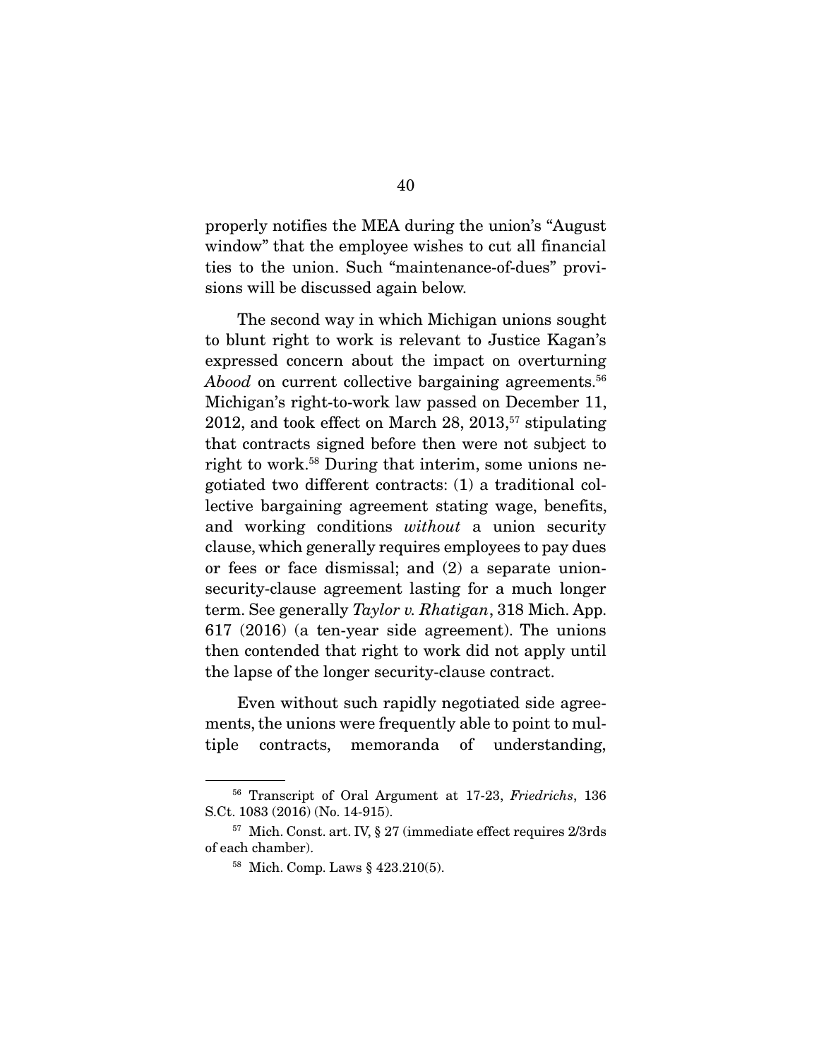properly notifies the MEA during the union's "August window" that the employee wishes to cut all financial ties to the union. Such "maintenance-of-dues" provisions will be discussed again below.

The second way in which Michigan unions sought to blunt right to work is relevant to Justice Kagan's expressed concern about the impact on overturning *Abood* on current collective bargaining agreements.[56] Michigan's right-to-work law passed on December 11, 2012, and took effect on March 28, 2013,[57] stipulating that contracts signed before then were not subject to right to work.[58] During that interim, some unions negotiated two different contracts: (1) a traditional collective bargaining agreement stating wage, benefits, and working conditions *without* a union security clause, which generally requires employees to pay dues or fees or face dismissal; and (2) a separate union-security-clause agreement lasting for a much longer term. See generally *Taylor v. Rhatigan*, 318 Mich. App. 617 (2016) (a ten-year side agreement). The unions then contended that right to work did not apply until the lapse of the longer security-clause contract.

Even without such rapidly negotiated side agreements, the unions were frequently able to point to multiple contracts, memoranda of understanding,

---

[56] Transcript of Oral Argument at 17-23, *Friedrichs*, 136 S.Ct. 1083 (2016) (No. 14-915).

[57] Mich. Const. art. IV, § 27 (immediate effect requires 2/3rds of each chamber).

[58] Mich. Comp. Laws § 423.210(5).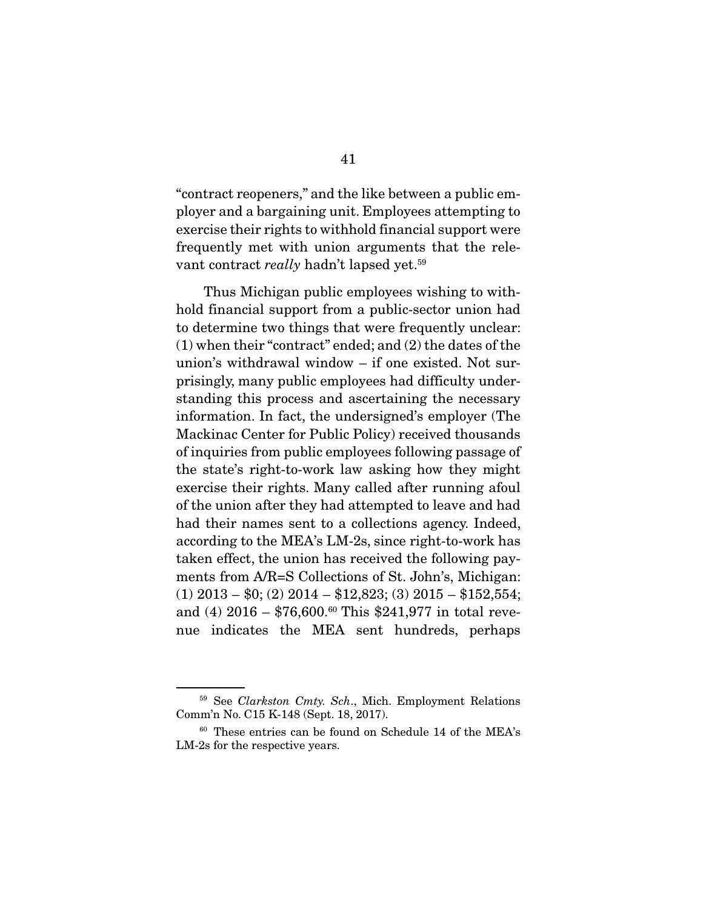"contract reopeners," and the like between a public employer and a bargaining unit. Employees attempting to exercise their rights to withhold financial support were frequently met with union arguments that the relevant contract *really* hadn't lapsed yet.[59]

Thus Michigan public employees wishing to withhold financial support from a public-sector union had to determine two things that were frequently unclear: (1) when their "contract" ended; and (2) the dates of the union's withdrawal window – if one existed. Not surprisingly, many public employees had difficulty understanding this process and ascertaining the necessary information. In fact, the undersigned's employer (The Mackinac Center for Public Policy) received thousands of inquiries from public employees following passage of the state's right-to-work law asking how they might exercise their rights. Many called after running afoul of the union after they had attempted to leave and had had their names sent to a collections agency. Indeed, according to the MEA's LM-2s, since right-to-work has taken effect, the union has received the following payments from A/R=S Collections of St. John's, Michigan: (1) 2013 – $0; (2) 2014 – $12,823; (3) 2015 – $152,554; and (4) 2016 – $76,600.[60] This $241,977 in total revenue indicates the MEA sent hundreds, perhaps

---

[59] See *Clarkston Cmty. Sch*., Mich. Employment Relations Comm'n No. C15 K-148 (Sept. 18, 2017).

[60] These entries can be found on Schedule 14 of the MEA's LM-2s for the respective years.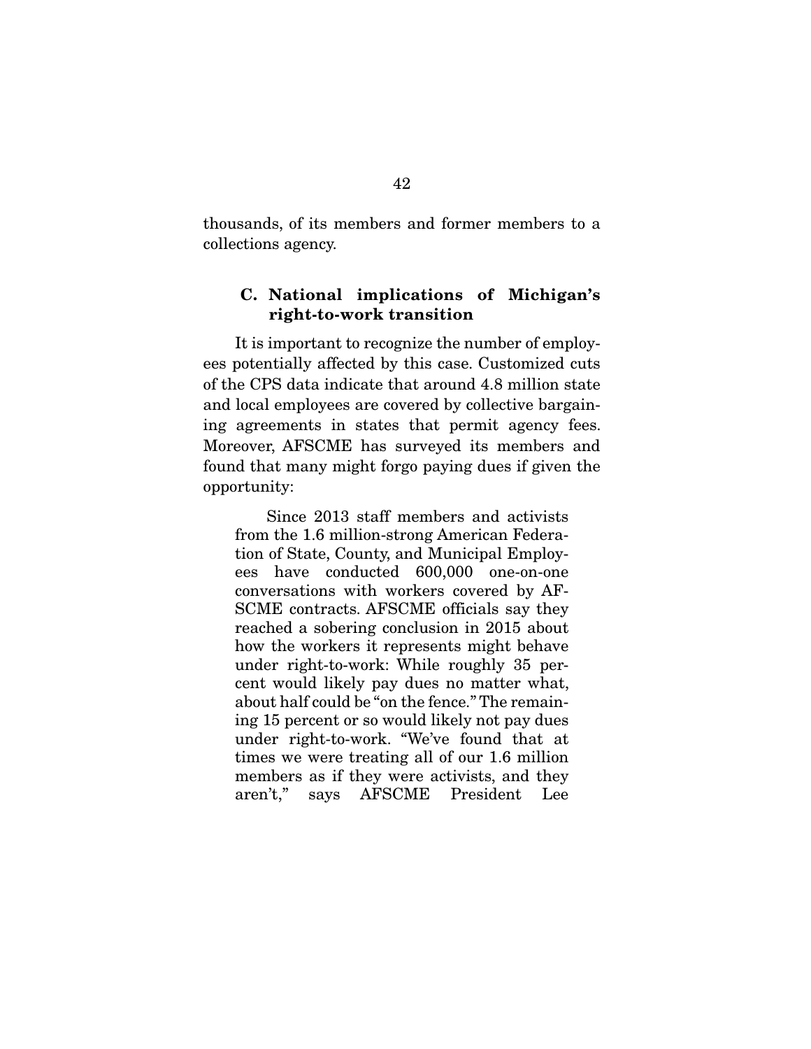thousands, of its members and former members to a collections agency.

### C. National implications of Michigan's right-to-work transition

It is important to recognize the number of employees potentially affected by this case. Customized cuts of the CPS data indicate that around 4.8 million state and local employees are covered by collective bargaining agreements in states that permit agency fees. Moreover, AFSCME has surveyed its members and found that many might forgo paying dues if given the opportunity:

> Since 2013 staff members and activists from the 1.6 million-strong American Federation of State, County, and Municipal Employees have conducted 600,000 one-on-one conversations with workers covered by AFSCME contracts. AFSCME officials say they reached a sobering conclusion in 2015 about how the workers it represents might behave under right-to-work: While roughly 35 percent would likely pay dues no matter what, about half could be "on the fence." The remaining 15 percent or so would likely not pay dues under right-to-work. "We've found that at times we were treating all of our 1.6 million members as if they were activists, and they aren't," says AFSCME President Lee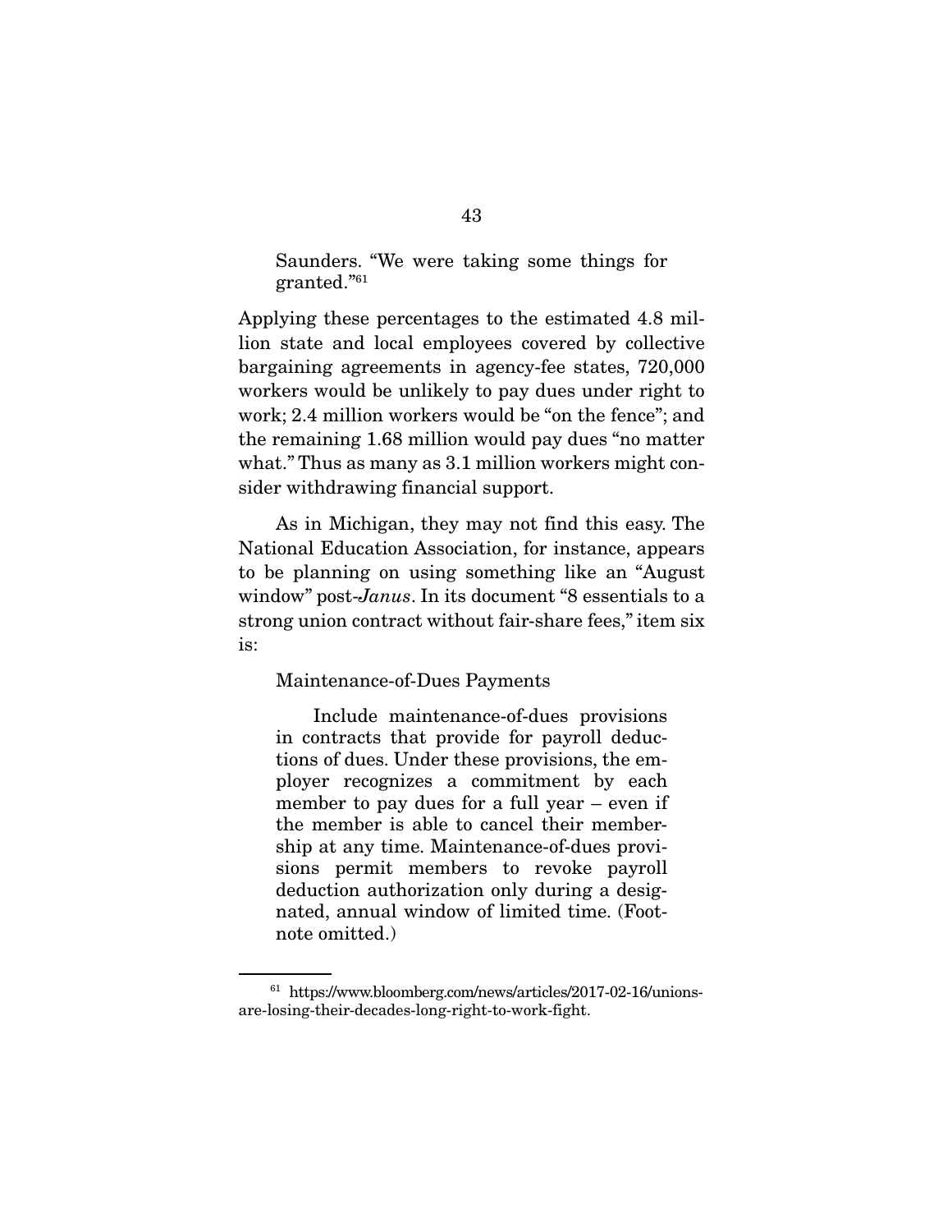> Saunders. "We were taking some things for granted."[61]

Applying these percentages to the estimated 4.8 million state and local employees covered by collective bargaining agreements in agency-fee states, 720,000 workers would be unlikely to pay dues under right to work; 2.4 million workers would be "on the fence"; and the remaining 1.68 million would pay dues "no matter what." Thus as many as 3.1 million workers might consider withdrawing financial support.

As in Michigan, they may not find this easy. The National Education Association, for instance, appears to be planning on using something like an "August window" post-*Janus*. In its document "8 essentials to a strong union contract without fair-share fees," item six is:

> Maintenance-of-Dues Payments
>
> Include maintenance-of-dues provisions in contracts that provide for payroll deductions of dues. Under these provisions, the employer recognizes a commitment by each member to pay dues for a full year – even if the member is able to cancel their membership at any time. Maintenance-of-dues provisions permit members to revoke payroll deduction authorization only during a designated, annual window of limited time. (Footnote omitted.)

---

[61] https://www.bloomberg.com/news/articles/2017-02-16/unions-are-losing-their-decades-long-right-to-work-fight.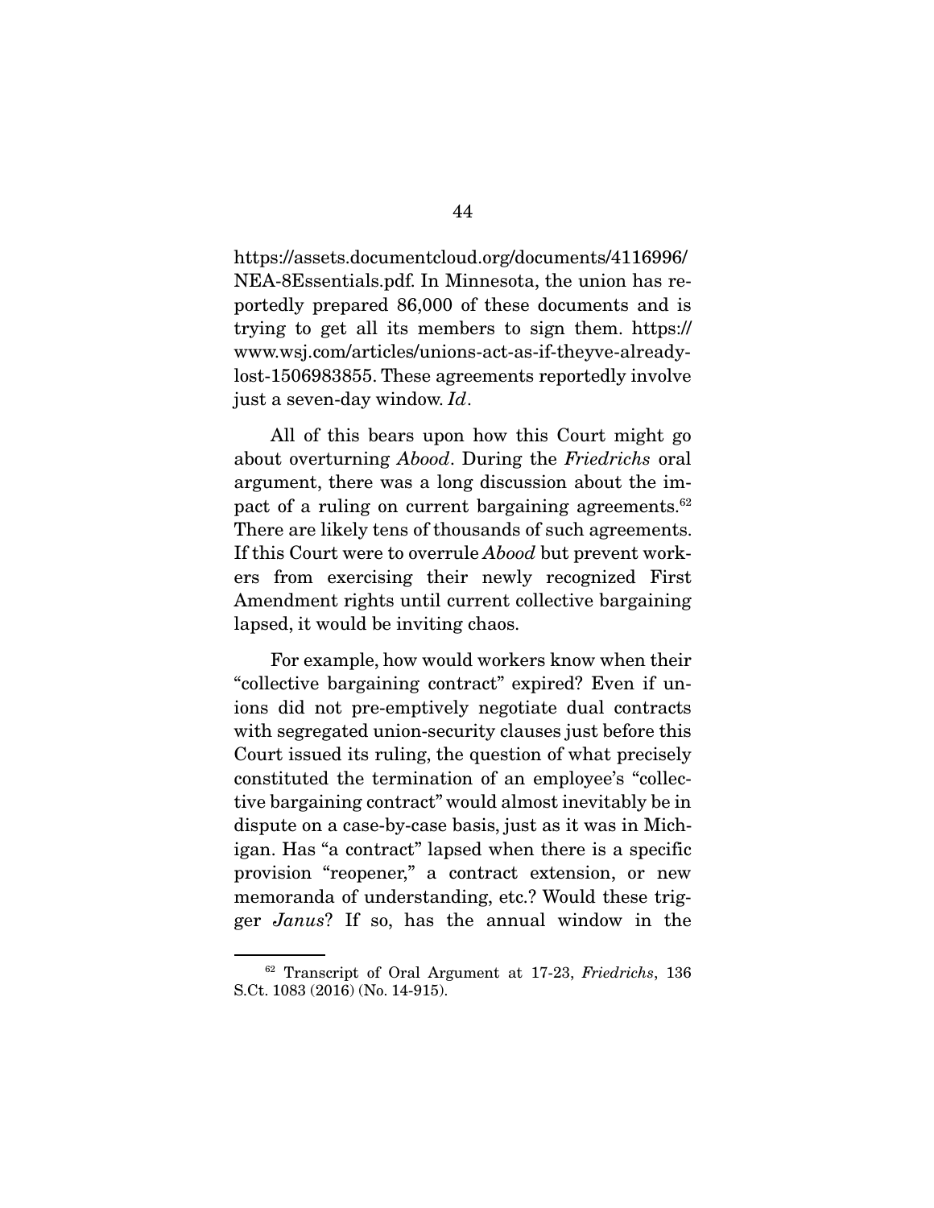https://assets.documentcloud.org/documents/4116996/NEA-8Essentials.pdf. In Minnesota, the union has reportedly prepared 86,000 of these documents and is trying to get all its members to sign them. https://www.wsj.com/articles/unions-act-as-if-theyve-already-lost-1506983855. These agreements reportedly involve just a seven-day window. *Id*.

All of this bears upon how this Court might go about overturning *Abood*. During the *Friedrichs* oral argument, there was a long discussion about the impact of a ruling on current bargaining agreements.[62] There are likely tens of thousands of such agreements. If this Court were to overrule *Abood* but prevent workers from exercising their newly recognized First Amendment rights until current collective bargaining lapsed, it would be inviting chaos.

For example, how would workers know when their "collective bargaining contract" expired? Even if unions did not pre-emptively negotiate dual contracts with segregated union-security clauses just before this Court issued its ruling, the question of what precisely constituted the termination of an employee's "collective bargaining contract" would almost inevitably be in dispute on a case-by-case basis, just as it was in Michigan. Has "a contract" lapsed when there is a specific provision "reopener," a contract extension, or new memoranda of understanding, etc.? Would these trigger *Janus*? If so, has the annual window in the

[62] Transcript of Oral Argument at 17-23, *Friedrichs*, 136 S.Ct. 1083 (2016) (No. 14-915).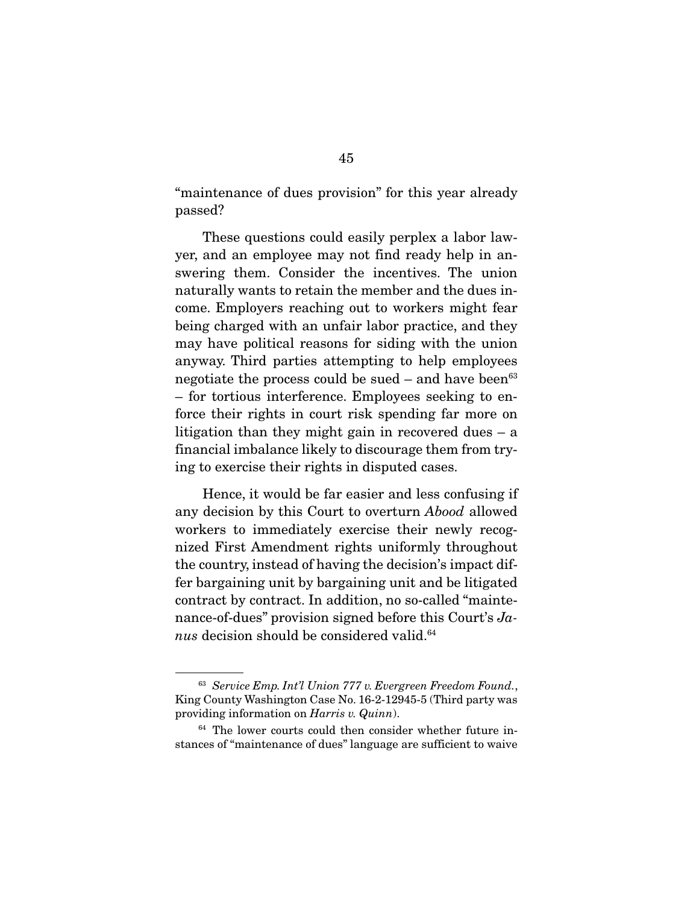"maintenance of dues provision" for this year already passed?

These questions could easily perplex a labor lawyer, and an employee may not find ready help in answering them. Consider the incentives. The union naturally wants to retain the member and the dues income. Employers reaching out to workers might fear being charged with an unfair labor practice, and they may have political reasons for siding with the union anyway. Third parties attempting to help employees negotiate the process could be sued – and have been[63] – for tortious interference. Employees seeking to enforce their rights in court risk spending far more on litigation than they might gain in recovered dues – a financial imbalance likely to discourage them from trying to exercise their rights in disputed cases.

Hence, it would be far easier and less confusing if any decision by this Court to overturn *Abood* allowed workers to immediately exercise their newly recognized First Amendment rights uniformly throughout the country, instead of having the decision's impact differ bargaining unit by bargaining unit and be litigated contract by contract. In addition, no so-called "maintenance-of-dues" provision signed before this Court's *Janus* decision should be considered valid.[64]

---

[63] *Service Emp. Int'l Union 777 v. Evergreen Freedom Found.*, King County Washington Case No. 16-2-12945-5 (Third party was providing information on *Harris v. Quinn*).

[64] The lower courts could then consider whether future instances of "maintenance of dues" language are sufficient to waive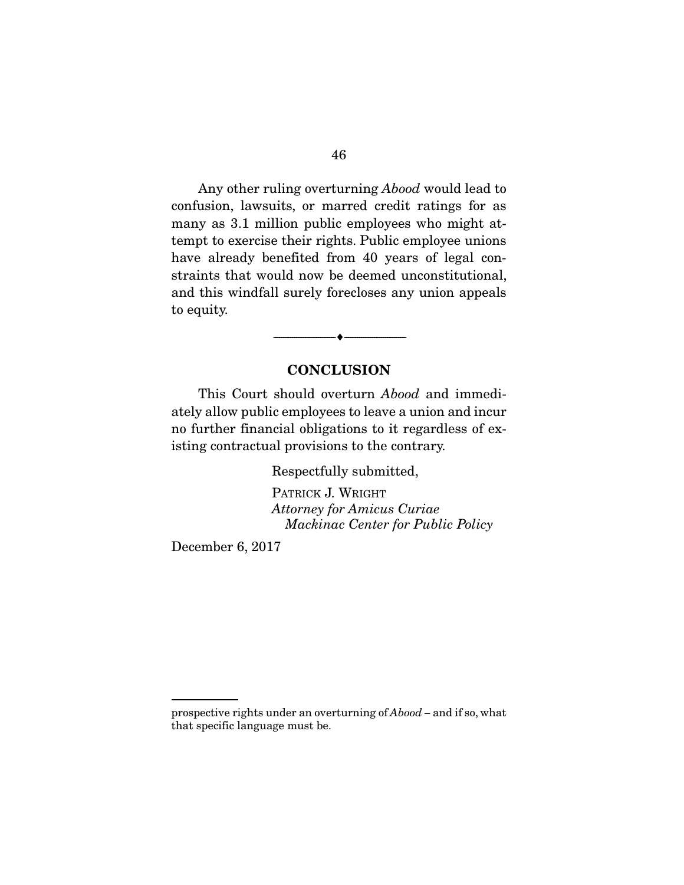Any other ruling overturning *Abood* would lead to confusion, lawsuits, or marred credit ratings for as many as 3.1 million public employees who might attempt to exercise their rights. Public employee unions have already benefited from 40 years of legal constraints that would now be deemed unconstitutional, and this windfall surely forecloses any union appeals to equity.

---

## CONCLUSION

This Court should overturn *Abood* and immediately allow public employees to leave a union and incur no further financial obligations to it regardless of existing contractual provisions to the contrary.

Respectfully submitted,

PATRICK J. WRIGHT
*Attorney for Amicus Curiae*
*Mackinac Center for Public Policy*

December 6, 2017

---

prospective rights under an overturning of *Abood* – and if so, what that specific language must be.